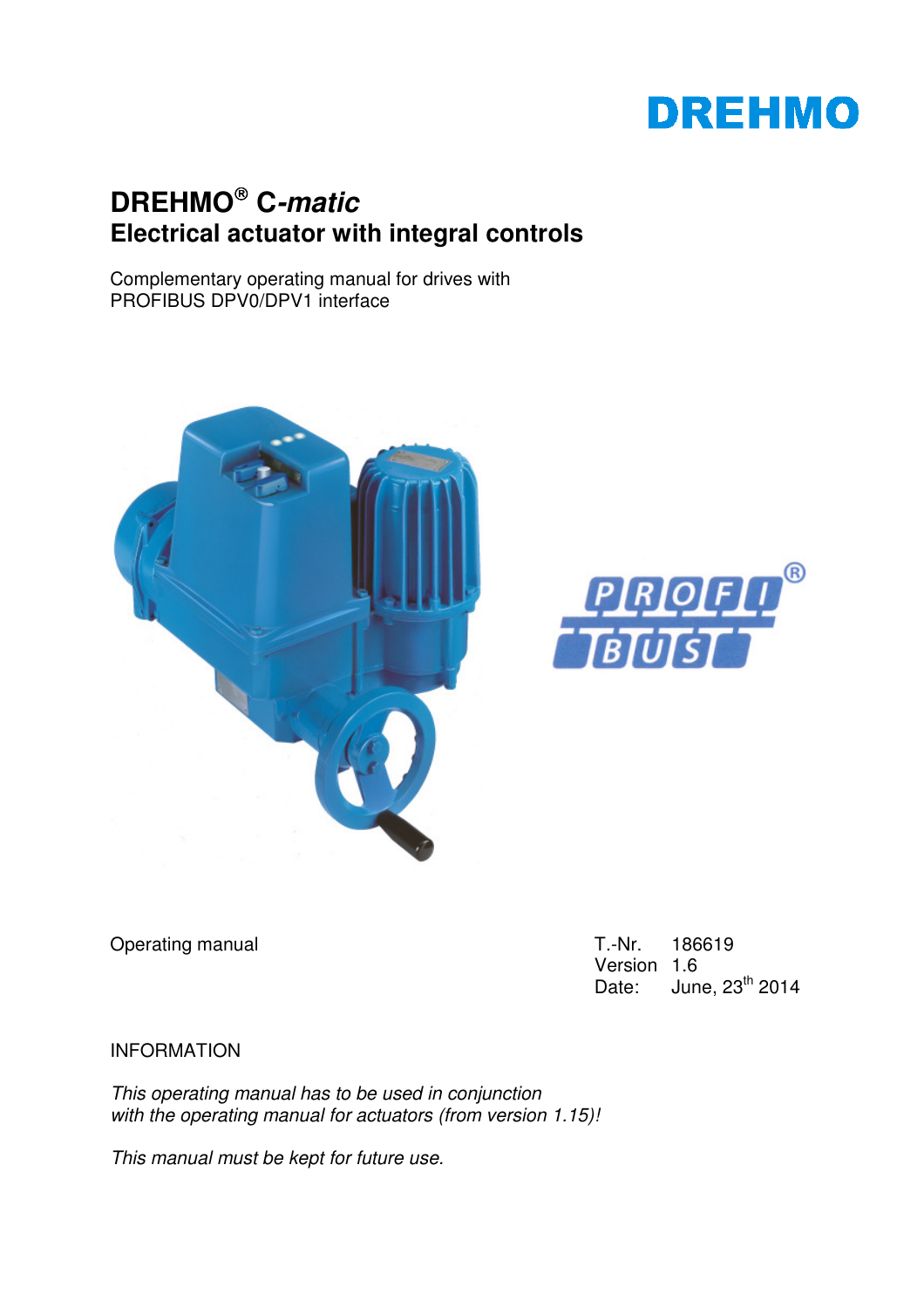DREHMO

# DREHMO® C-*matic*
## Electrical actuator with integral controls

Complementary operating manual for drives with
PROFIBUS DPV0/DPV1 interface

Operating manual

T.-Nr. 186619
Version 1.6
Date: June, 23th 2014

INFORMATION

*This operating manual has to be used in conjunction with the operating manual for actuators (from version 1.15)!*

*This manual must be kept for future use.*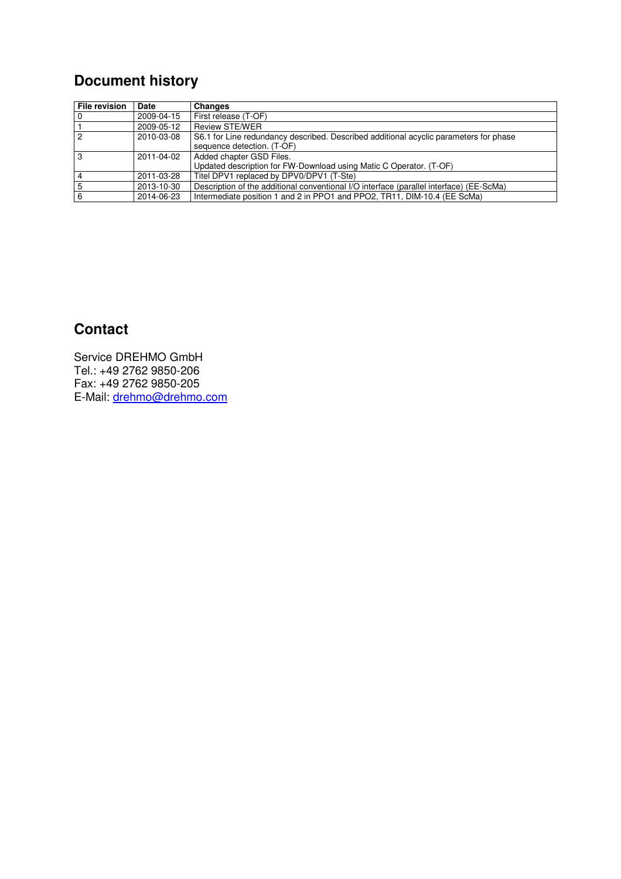## Document history

| File revision | Date | Changes |
|---|---|---|
| 0 | 2009-04-15 | First release (T-OF) |
| 1 | 2009-05-12 | Review STE/WER |
| 2 | 2010-03-08 | S6.1 for Line redundancy described. Described additional acyclic parameters for phase sequence detection. (T-OF) |
| 3 | 2011-04-02 | Added chapter GSD Files.<br>Updated description for FW-Download using Matic C Operator. (T-OF) |
| 4 | 2011-03-28 | Titel DPV1 replaced by DPV0/DPV1 (T-Ste) |
| 5 | 2013-10-30 | Description of the additional conventional I/O interface (parallel interface) (EE-ScMa) |
| 6 | 2014-06-23 | Intermediate position 1 and 2 in PPO1 and PPO2, TR11, DIM-10.4 (EE ScMa) |

## Contact

Service DREHMO GmbH
Tel.: +49 2762 9850-206
Fax: +49 2762 9850-205
E-Mail: drehmo@drehmo.com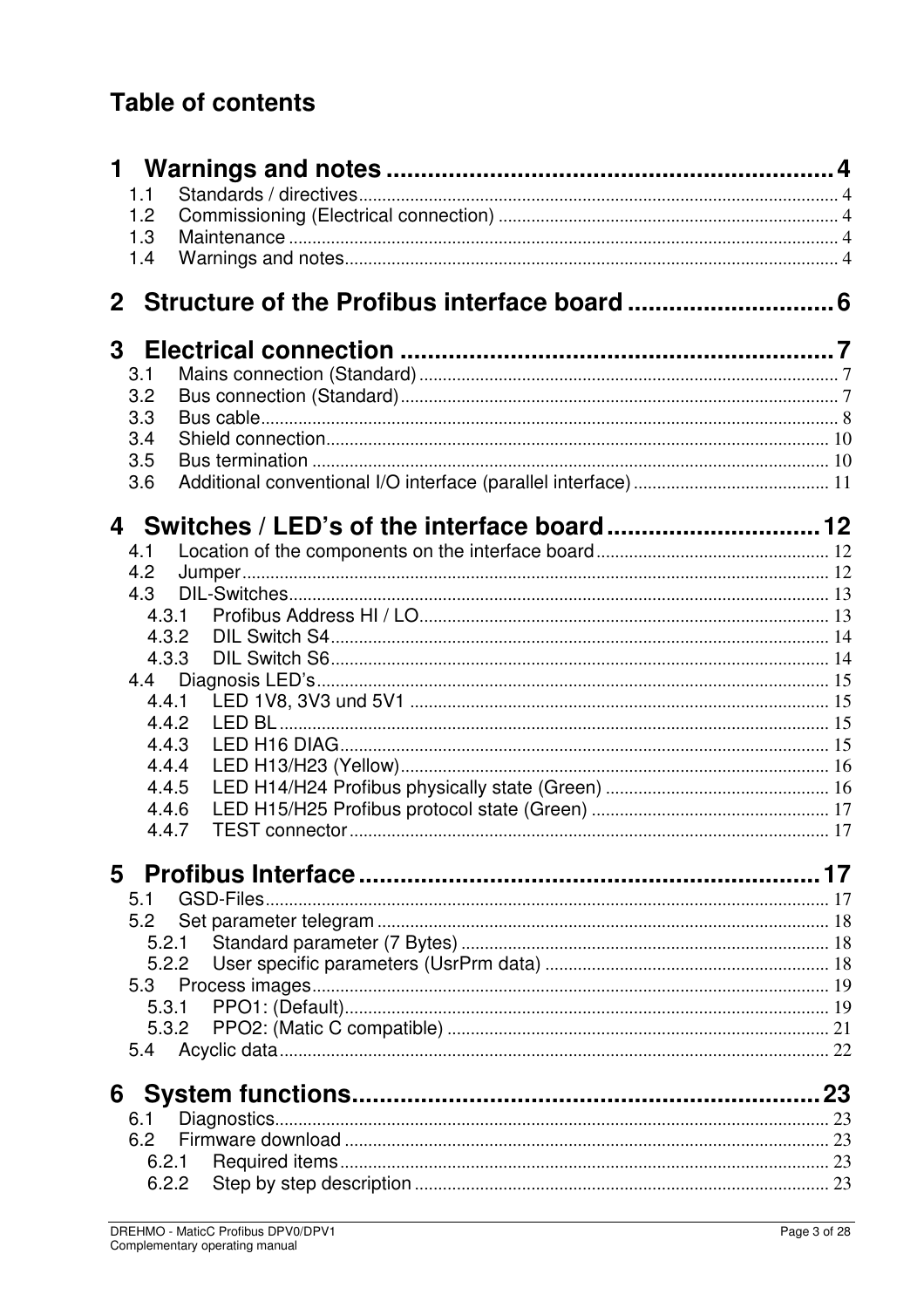# Table of contents

**1 Warnings and notes .................................................................. 4**

1.1 Standards / directives ........................................................................ 4
1.2 Commissioning (Electrical connection) ............................................. 4
1.3 Maintenance ...................................................................................... 4
1.4 Warnings and notes ........................................................................... 4

**2 Structure of the Profibus interface board ............................. 6**

**3 Electrical connection ............................................................... 7**

3.1 Mains connection (Standard) ............................................................. 7
3.2 Bus connection (Standard) ................................................................. 7
3.3 Bus cable ............................................................................................ 8
3.4 Shield connection .............................................................................. 10
3.5 Bus termination ................................................................................. 10
3.6 Additional conventional I/O interface (parallel interface) .................. 11

**4 Switches / LED's of the interface board ............................... 12**

4.1 Location of the components on the interface board ........................... 12
4.2 Jumper ............................................................................................... 12
4.3 DIL-Switches ...................................................................................... 13
  4.3.1 Profibus Address HI / LO ............................................................. 13
  4.3.2 DIL Switch S4 ................................................................................ 14
  4.3.3 DIL Switch S6 ................................................................................ 14
4.4 Diagnosis LED's ................................................................................. 15
  4.4.1 LED 1V8, 3V3 und 5V1 ................................................................. 15
  4.4.2 LED BL .......................................................................................... 15
  4.4.3 LED H16 DIAG ............................................................................... 15
  4.4.4 LED H13/H23 (Yellow) .................................................................. 16
  4.4.5 LED H14/H24 Profibus physically state (Green) ........................... 16
  4.4.6 LED H15/H25 Profibus protocol state (Green) .............................. 17
  4.4.7 TEST connector ............................................................................. 17

**5 Profibus Interface .................................................................... 17**

5.1 GSD-Files ........................................................................................... 17
5.2 Set parameter telegram ..................................................................... 18
  5.2.1 Standard parameter (7 Bytes) ....................................................... 18
  5.2.2 User specific parameters (UsrPrm data) ....................................... 18
5.3 Process images .................................................................................. 19
  5.3.1 PPO1: (Default) .............................................................................. 19
  5.3.2 PPO2: (Matic C compatible) .......................................................... 21
5.4 Acyclic data ........................................................................................ 22

**6 System functions ..................................................................... 23**

6.1 Diagnostics ........................................................................................ 23
6.2 Firmware download ........................................................................... 23
  6.2.1 Required items ............................................................................... 23
  6.2.2 Step by step description ................................................................ 23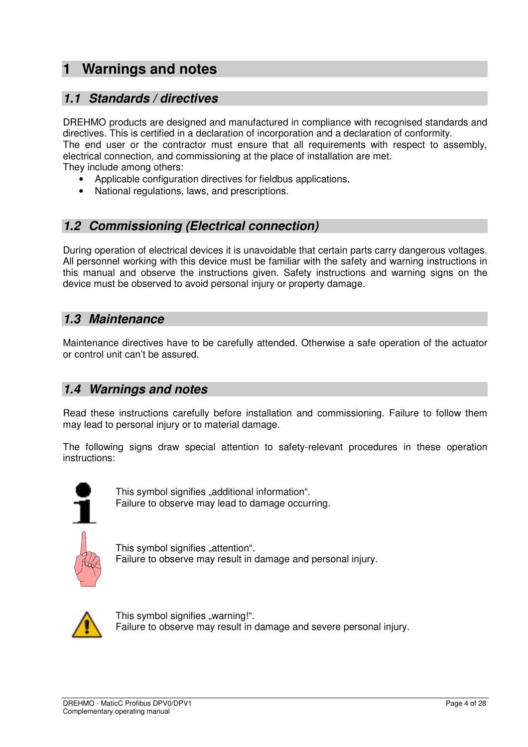# 1 Warnings and notes

## 1.1 Standards / directives

DREHMO products are designed and manufactured in compliance with recognised standards and directives. This is certified in a declaration of incorporation and a declaration of conformity.
The end user or the contractor must ensure that all requirements with respect to assembly, electrical connection, and commissioning at the place of installation are met.
They include among others:

- Applicable configuration directives for fieldbus applications.
- National regulations, laws, and prescriptions.

## 1.2 Commissioning (Electrical connection)

During operation of electrical devices it is unavoidable that certain parts carry dangerous voltages. All personnel working with this device must be familiar with the safety and warning instructions in this manual and observe the instructions given. Safety instructions and warning signs on the device must be observed to avoid personal injury or property damage.

## 1.3 Maintenance

Maintenance directives have to be carefully attended. Otherwise a safe operation of the actuator or control unit can't be assured.

## 1.4 Warnings and notes

Read these instructions carefully before installation and commissioning. Failure to follow them may lead to personal injury or to material damage.

The following signs draw special attention to safety-relevant procedures in these operation instructions:

This symbol signifies „additional information".
Failure to observe may lead to damage occurring.

This symbol signifies „attention".
Failure to observe may result in damage and personal injury.

This symbol signifies „warning!".
Failure to observe may result in damage and severe personal injury.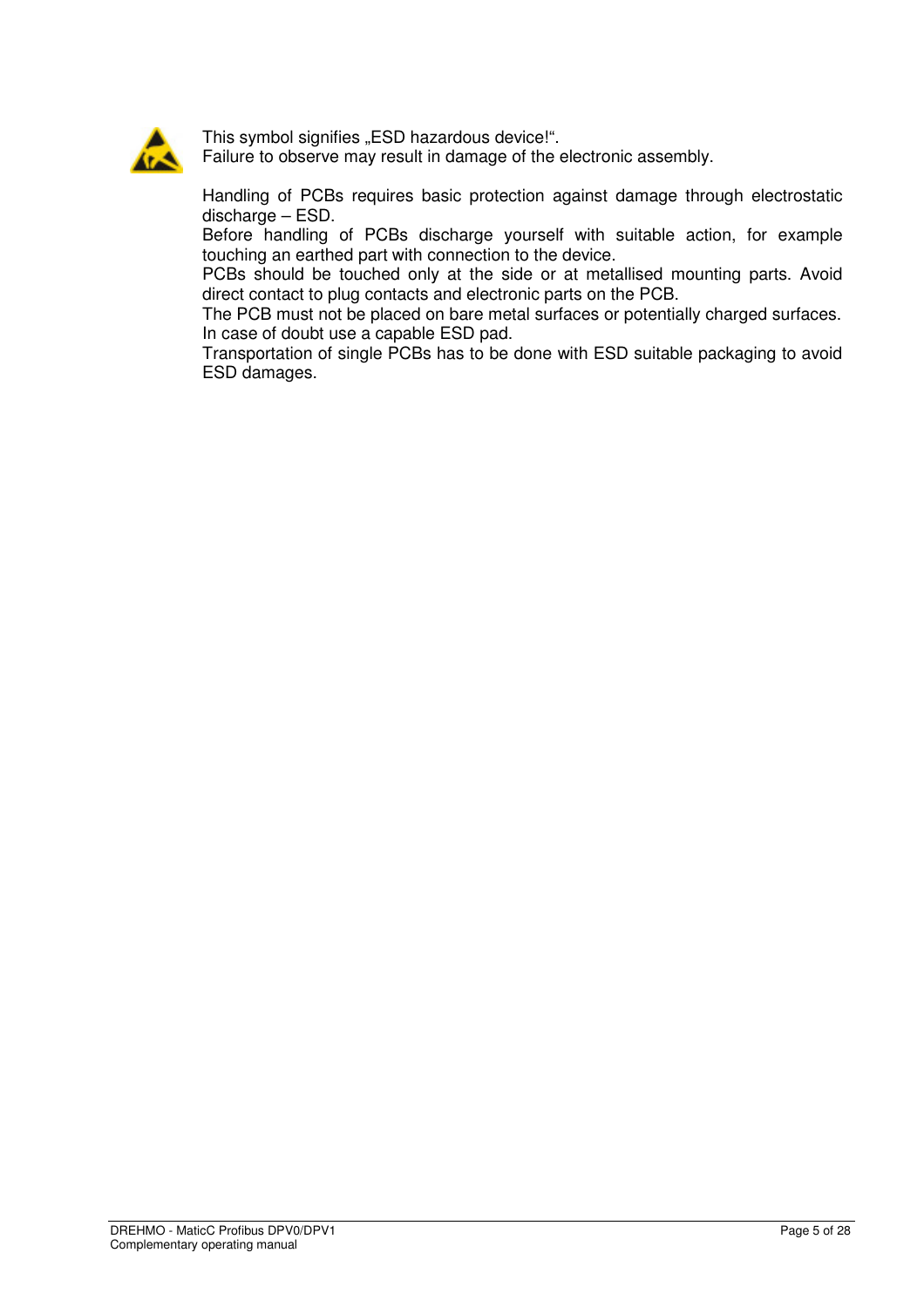This symbol signifies „ESD hazardous device!".
Failure to observe may result in damage of the electronic assembly.

Handling of PCBs requires basic protection against damage through electrostatic discharge – ESD.
Before handling of PCBs discharge yourself with suitable action, for example touching an earthed part with connection to the device.
PCBs should be touched only at the side or at metallised mounting parts. Avoid direct contact to plug contacts and electronic parts on the PCB.
The PCB must not be placed on bare metal surfaces or potentially charged surfaces. In case of doubt use a capable ESD pad.
Transportation of single PCBs has to be done with ESD suitable packaging to avoid ESD damages.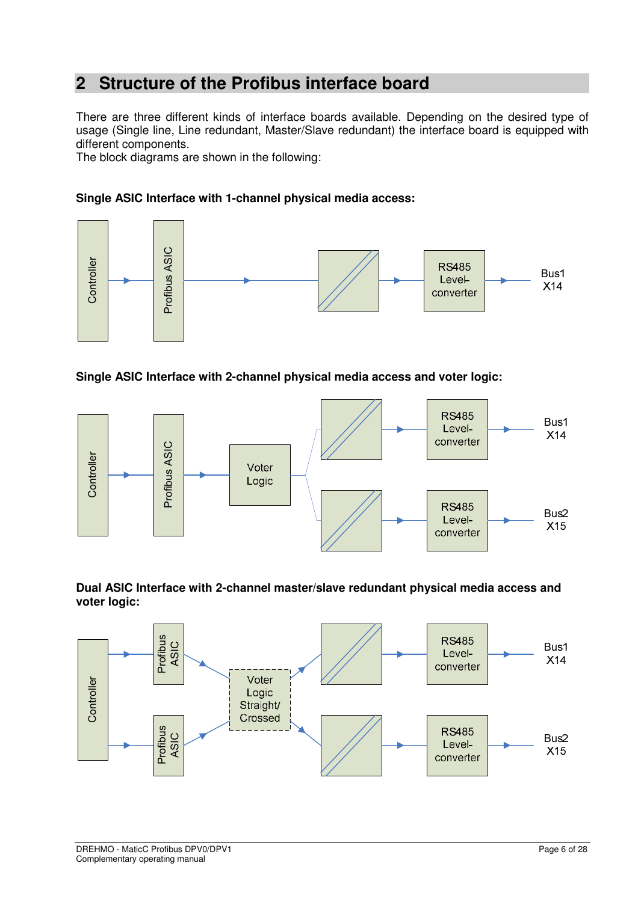# 2 Structure of the Profibus interface board

There are three different kinds of interface boards available. Depending on the desired type of usage (Single line, Line redundant, Master/Slave redundant) the interface board is equipped with different components.
The block diagrams are shown in the following:

**Single ASIC Interface with 1-channel physical media access:**

Controller → Profibus ASIC → → RS485 Level-converter → Bus1 X14

**Single ASIC Interface with 2-channel physical media access and voter logic:**

Controller → Profibus ASIC → Voter Logic → RS485 Level-converter → Bus1 X14; RS485 Level-converter → Bus2 X15

**Dual ASIC Interface with 2-channel master/slave redundant physical media access and voter logic:**

Controller → Profibus ASIC / Profibus ASIC → Voter Logic Straight/ Crossed → RS485 Level-converter → Bus1 X14; RS485 Level-converter → Bus2 X15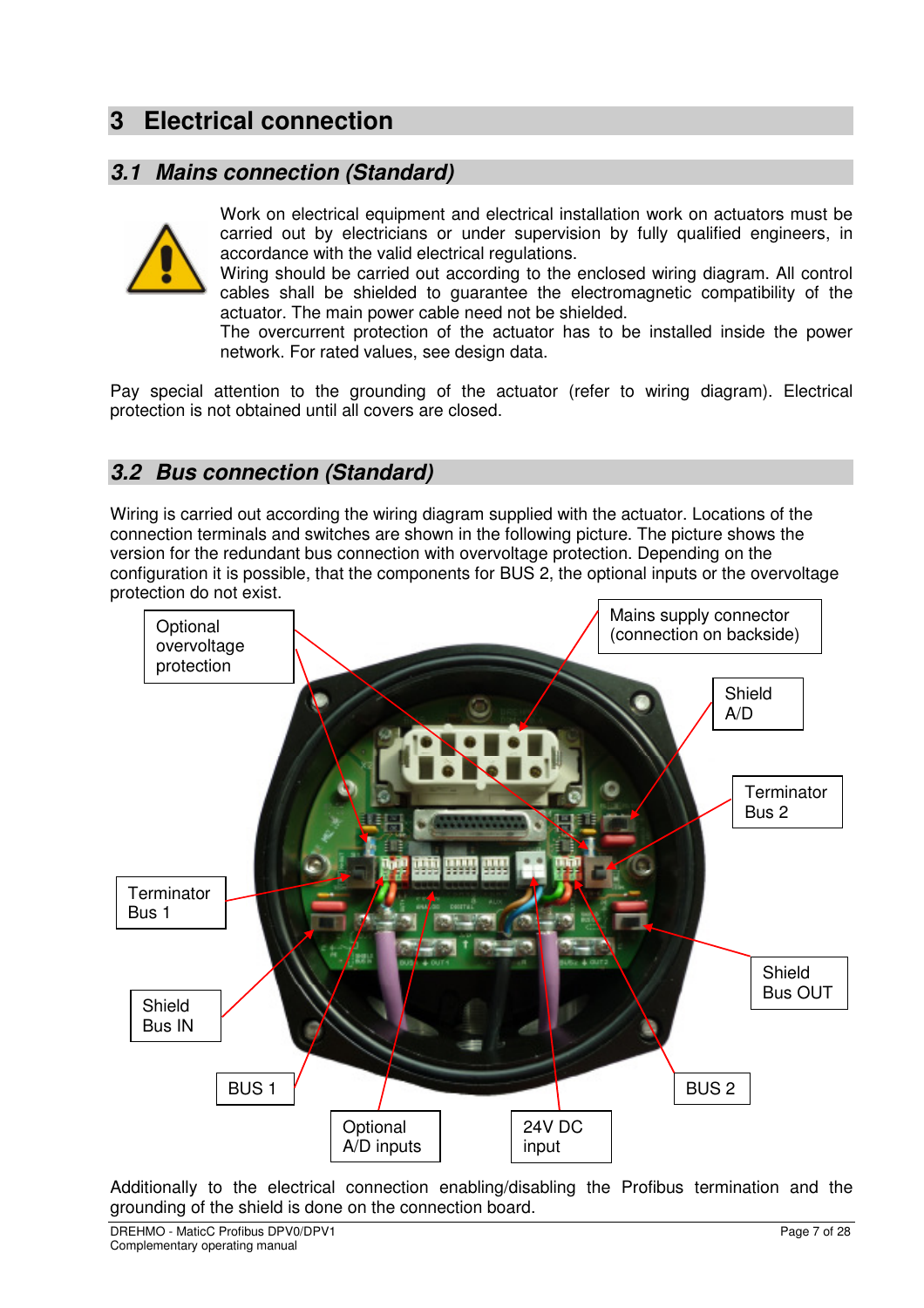# 3 Electrical connection

## 3.1 Mains connection (Standard)

Work on electrical equipment and electrical installation work on actuators must be carried out by electricians or under supervision by fully qualified engineers, in accordance with the valid electrical regulations.
Wiring should be carried out according to the enclosed wiring diagram. All control cables shall be shielded to guarantee the electromagnetic compatibility of the actuator. The main power cable need not be shielded.
The overcurrent protection of the actuator has to be installed inside the power network. For rated values, see design data.

Pay special attention to the grounding of the actuator (refer to wiring diagram). Electrical protection is not obtained until all covers are closed.

## 3.2 Bus connection (Standard)

Wiring is carried out according the wiring diagram supplied with the actuator. Locations of the connection terminals and switches are shown in the following picture. The picture shows the version for the redundant bus connection with overvoltage protection. Depending on the configuration it is possible, that the components for BUS 2, the optional inputs or the overvoltage protection do not exist.

Optional overvoltage protection

Mains supply connector (connection on backside)

Shield A/D

Terminator Bus 2

Terminator Bus 1

Shield Bus OUT

Shield Bus IN

BUS 1

BUS 2

Optional A/D inputs

24V DC input

Additionally to the electrical connection enabling/disabling the Profibus termination and the grounding of the shield is done on the connection board.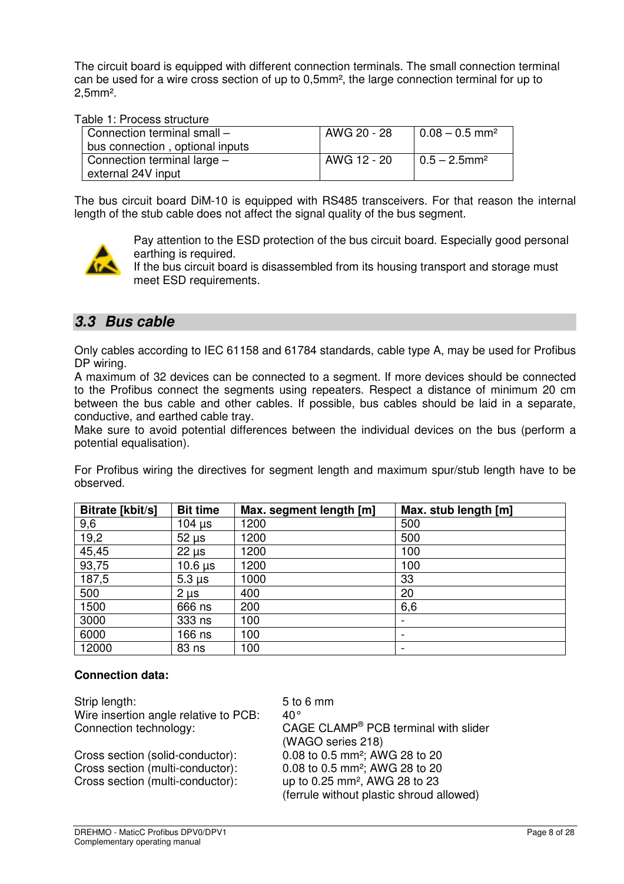The circuit board is equipped with different connection terminals. The small connection terminal can be used for a wire cross section of up to 0,5mm², the large connection terminal for up to 2,5mm².

Table 1: Process structure

| Connection terminal small – bus connection , optional inputs | AWG 20 - 28 | 0.08 – 0.5 mm² |
|---|---|---|
| Connection terminal large – external 24V input | AWG 12 - 20 | 0.5 – 2.5mm² |

The bus circuit board DiM-10 is equipped with RS485 transceivers. For that reason the internal length of the stub cable does not affect the signal quality of the bus segment.

Pay attention to the ESD protection of the bus circuit board. Especially good personal earthing is required.
If the bus circuit board is disassembled from its housing transport and storage must meet ESD requirements.

## *3.3 Bus cable*

Only cables according to IEC 61158 and 61784 standards, cable type A, may be used for Profibus DP wiring.
A maximum of 32 devices can be connected to a segment. If more devices should be connected to the Profibus connect the segments using repeaters. Respect a distance of minimum 20 cm between the bus cable and other cables. If possible, bus cables should be laid in a separate, conductive, and earthed cable tray.
Make sure to avoid potential differences between the individual devices on the bus (perform a potential equalisation).

For Profibus wiring the directives for segment length and maximum spur/stub length have to be observed.

| Bitrate [kbit/s] | Bit time | Max. segment length [m] | Max. stub length [m] |
|---|---|---|---|
| 9,6 | 104 µs | 1200 | 500 |
| 19,2 | 52 µs | 1200 | 500 |
| 45,45 | 22 µs | 1200 | 100 |
| 93,75 | 10.6 µs | 1200 | 100 |
| 187,5 | 5.3 µs | 1000 | 33 |
| 500 | 2 µs | 400 | 20 |
| 1500 | 666 ns | 200 | 6,6 |
| 3000 | 333 ns | 100 | - |
| 6000 | 166 ns | 100 | - |
| 12000 | 83 ns | 100 | - |

**Connection data:**

Strip length: 5 to 6 mm
Wire insertion angle relative to PCB: 40°
Connection technology: CAGE CLAMP® PCB terminal with slider (WAGO series 218)

Cross section (solid-conductor): 0.08 to 0.5 mm²; AWG 28 to 20
Cross section (multi-conductor): 0.08 to 0.5 mm²; AWG 28 to 20
Cross section (multi-conductor): up to 0.25 mm², AWG 28 to 23 (ferrule without plastic shroud allowed)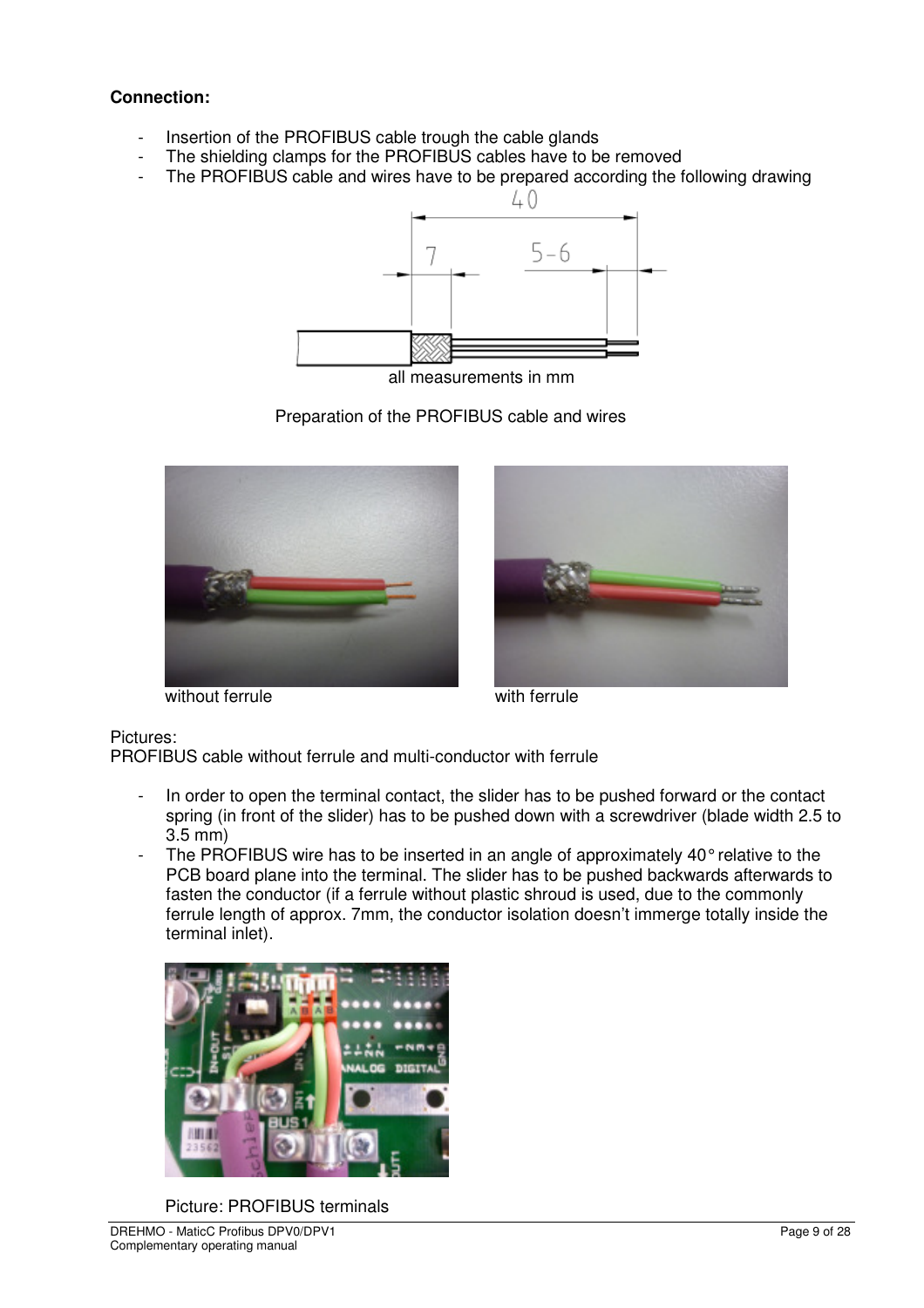**Connection:**

- Insertion of the PROFIBUS cable trough the cable glands
- The shielding clamps for the PROFIBUS cables have to be removed
- The PROFIBUS cable and wires have to be prepared according the following drawing

all measurements in mm

Preparation of the PROFIBUS cable and wires

without ferrule

with ferrule

Pictures:
PROFIBUS cable without ferrule and multi-conductor with ferrule

- In order to open the terminal contact, the slider has to be pushed forward or the contact spring (in front of the slider) has to be pushed down with a screwdriver (blade width 2.5 to 3.5 mm)
- The PROFIBUS wire has to be inserted in an angle of approximately 40° relative to the PCB board plane into the terminal. The slider has to be pushed backwards afterwards to fasten the conductor (if a ferrule without plastic shroud is used, due to the commonly ferrule length of approx. 7mm, the conductor isolation doesn't immerge totally inside the terminal inlet).

Picture: PROFIBUS terminals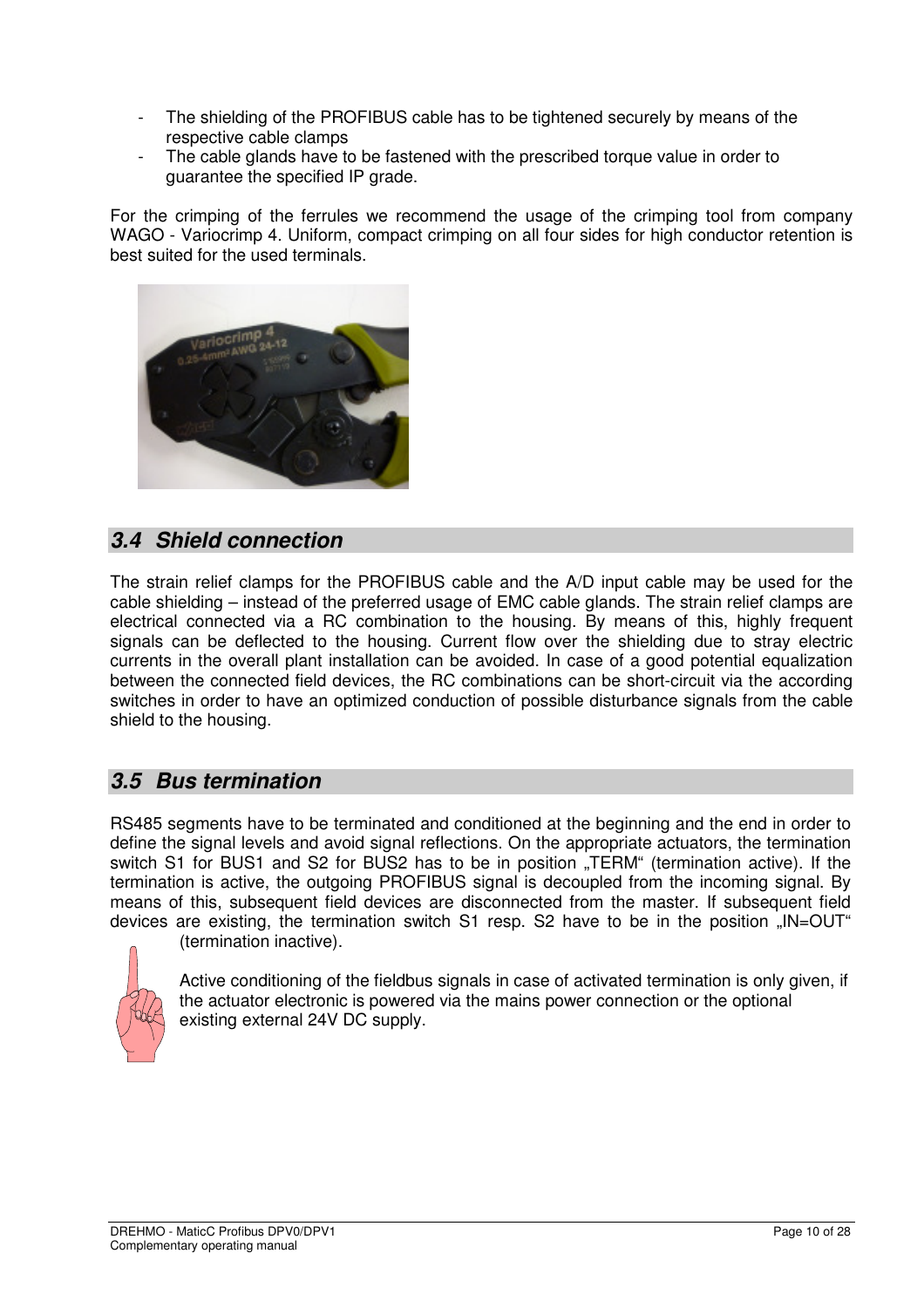- The shielding of the PROFIBUS cable has to be tightened securely by means of the respective cable clamps
- The cable glands have to be fastened with the prescribed torque value in order to guarantee the specified IP grade.

For the crimping of the ferrules we recommend the usage of the crimping tool from company WAGO - Variocrimp 4. Uniform, compact crimping on all four sides for high conductor retention is best suited for the used terminals.

## 3.4 Shield connection

The strain relief clamps for the PROFIBUS cable and the A/D input cable may be used for the cable shielding – instead of the preferred usage of EMC cable glands. The strain relief clamps are electrical connected via a RC combination to the housing. By means of this, highly frequent signals can be deflected to the housing. Current flow over the shielding due to stray electric currents in the overall plant installation can be avoided. In case of a good potential equalization between the connected field devices, the RC combinations can be short-circuit via the according switches in order to have an optimized conduction of possible disturbance signals from the cable shield to the housing.

## 3.5 Bus termination

RS485 segments have to be terminated and conditioned at the beginning and the end in order to define the signal levels and avoid signal reflections. On the appropriate actuators, the termination switch S1 for BUS1 and S2 for BUS2 has to be in position „TERM“ (termination active). If the termination is active, the outgoing PROFIBUS signal is decoupled from the incoming signal. By means of this, subsequent field devices are disconnected from the master. If subsequent field devices are existing, the termination switch S1 resp. S2 have to be in the position „IN=OUT“ (termination inactive).

Active conditioning of the fieldbus signals in case of activated termination is only given, if the actuator electronic is powered via the mains power connection or the optional existing external 24V DC supply.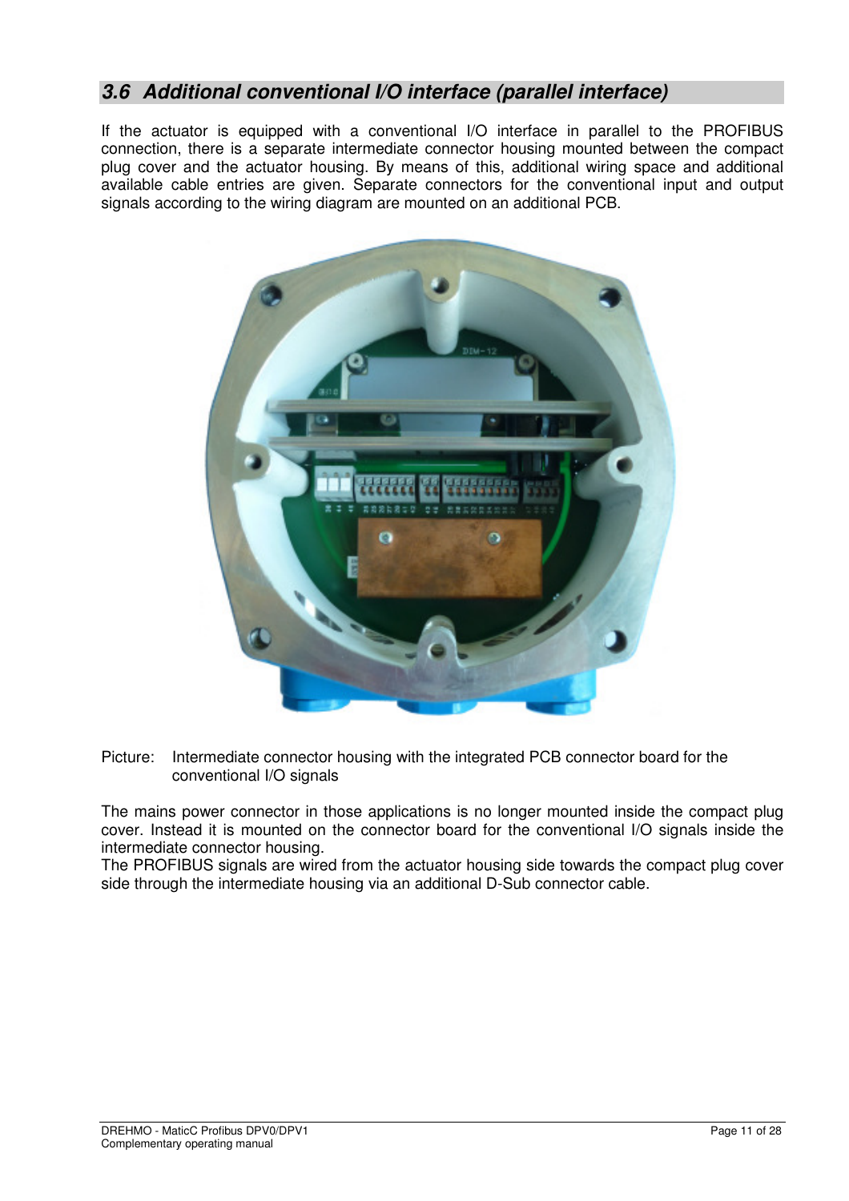## 3.6 Additional conventional I/O interface (parallel interface)

If the actuator is equipped with a conventional I/O interface in parallel to the PROFIBUS connection, there is a separate intermediate connector housing mounted between the compact plug cover and the actuator housing. By means of this, additional wiring space and additional available cable entries are given. Separate connectors for the conventional input and output signals according to the wiring diagram are mounted on an additional PCB.

Picture: Intermediate connector housing with the integrated PCB connector board for the conventional I/O signals

The mains power connector in those applications is no longer mounted inside the compact plug cover. Instead it is mounted on the connector board for the conventional I/O signals inside the intermediate connector housing.
The PROFIBUS signals are wired from the actuator housing side towards the compact plug cover side through the intermediate housing via an additional D-Sub connector cable.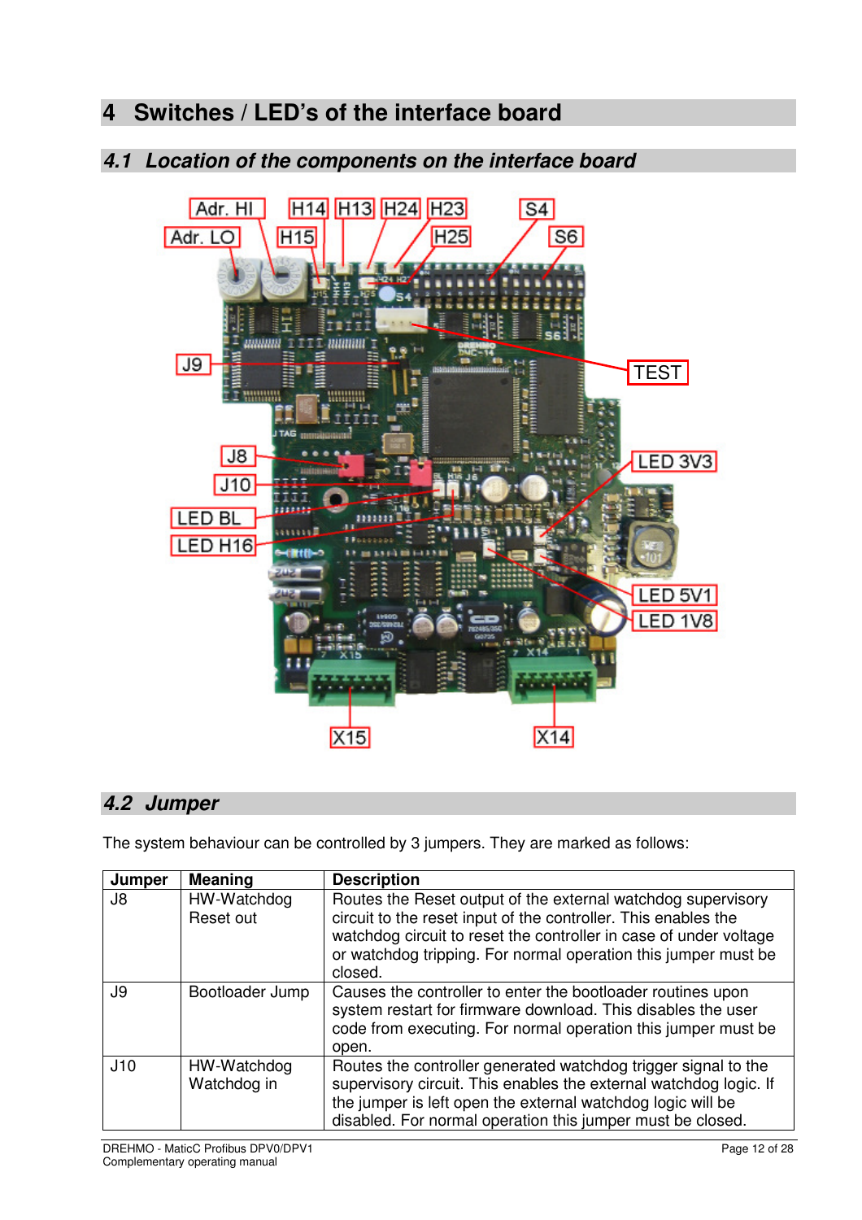# 4 Switches / LED's of the interface board

## 4.1 Location of the components on the interface board

## 4.2 Jumper

The system behaviour can be controlled by 3 jumpers. They are marked as follows:

| Jumper | Meaning | Description |
|---|---|---|
| J8 | HW-Watchdog Reset out | Routes the Reset output of the external watchdog supervisory circuit to the reset input of the controller. This enables the watchdog circuit to reset the controller in case of under voltage or watchdog tripping. For normal operation this jumper must be closed. |
| J9 | Bootloader Jump | Causes the controller to enter the bootloader routines upon system restart for firmware download. This disables the user code from executing. For normal operation this jumper must be open. |
| J10 | HW-Watchdog Watchdog in | Routes the controller generated watchdog trigger signal to the supervisory circuit. This enables the external watchdog logic. If the jumper is left open the external watchdog logic will be disabled. For normal operation this jumper must be closed. |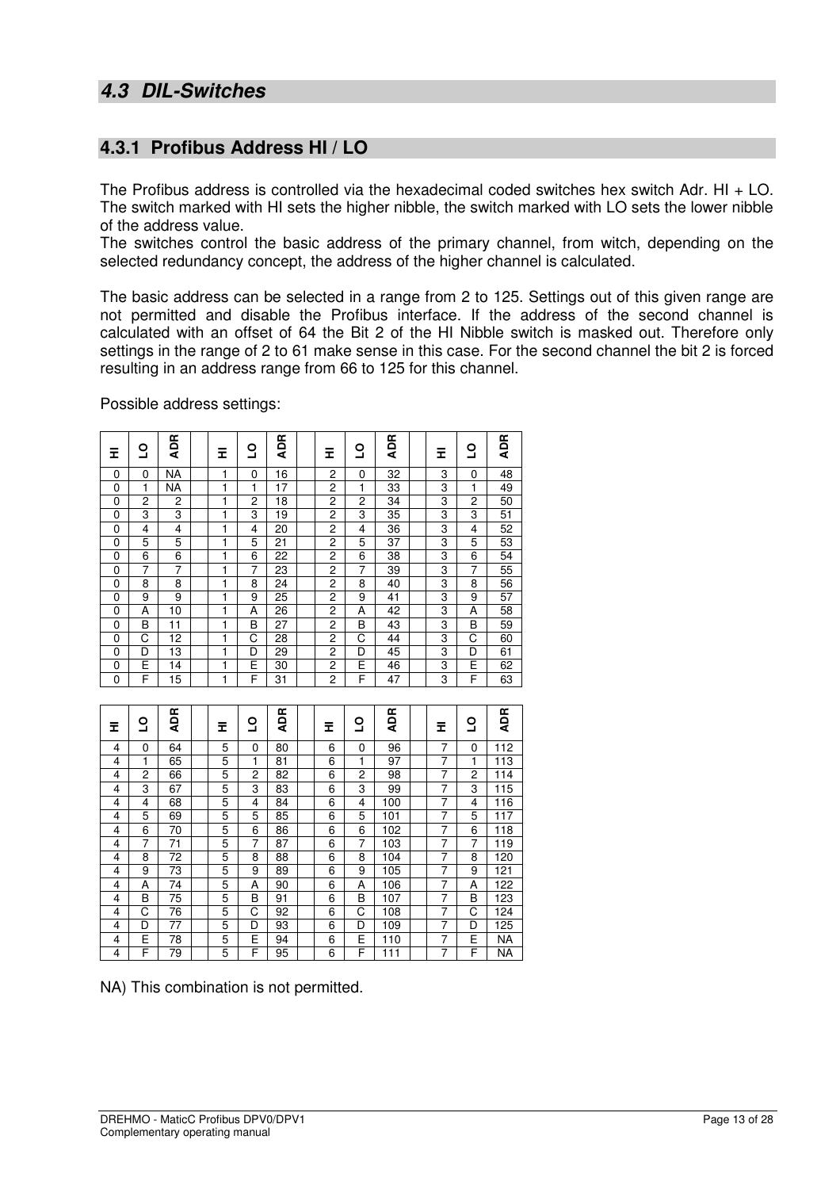## 4.3 DIL-Switches

### 4.3.1 Profibus Address HI / LO

The Profibus address is controlled via the hexadecimal coded switches hex switch Adr. HI + LO. The switch marked with HI sets the higher nibble, the switch marked with LO sets the lower nibble of the address value.
The switches control the basic address of the primary channel, from witch, depending on the selected redundancy concept, the address of the higher channel is calculated.

The basic address can be selected in a range from 2 to 125. Settings out of this given range are not permitted and disable the Profibus interface. If the address of the second channel is calculated with an offset of 64 the Bit 2 of the HI Nibble switch is masked out. Therefore only settings in the range of 2 to 61 make sense in this case. For the second channel the bit 2 is forced resulting in an address range from 66 to 125 for this channel.

Possible address settings:

| HI | LO | ADR | | HI | LO | ADR | | HI | LO | ADR | | HI | LO | ADR |
|---|---|---|---|---|---|---|---|---|---|---|---|---|---|---|
| 0 | 0 | NA | | 1 | 0 | 16 | | 2 | 0 | 32 | | 3 | 0 | 48 |
| 0 | 1 | NA | | 1 | 1 | 17 | | 2 | 1 | 33 | | 3 | 1 | 49 |
| 0 | 2 | 2 | | 1 | 2 | 18 | | 2 | 2 | 34 | | 3 | 2 | 50 |
| 0 | 3 | 3 | | 1 | 3 | 19 | | 2 | 3 | 35 | | 3 | 3 | 51 |
| 0 | 4 | 4 | | 1 | 4 | 20 | | 2 | 4 | 36 | | 3 | 4 | 52 |
| 0 | 5 | 5 | | 1 | 5 | 21 | | 2 | 5 | 37 | | 3 | 5 | 53 |
| 0 | 6 | 6 | | 1 | 6 | 22 | | 2 | 6 | 38 | | 3 | 6 | 54 |
| 0 | 7 | 7 | | 1 | 7 | 23 | | 2 | 7 | 39 | | 3 | 7 | 55 |
| 0 | 8 | 8 | | 1 | 8 | 24 | | 2 | 8 | 40 | | 3 | 8 | 56 |
| 0 | 9 | 9 | | 1 | 9 | 25 | | 2 | 9 | 41 | | 3 | 9 | 57 |
| 0 | A | 10 | | 1 | A | 26 | | 2 | A | 42 | | 3 | A | 58 |
| 0 | B | 11 | | 1 | B | 27 | | 2 | B | 43 | | 3 | B | 59 |
| 0 | C | 12 | | 1 | C | 28 | | 2 | C | 44 | | 3 | C | 60 |
| 0 | D | 13 | | 1 | D | 29 | | 2 | D | 45 | | 3 | D | 61 |
| 0 | E | 14 | | 1 | E | 30 | | 2 | E | 46 | | 3 | E | 62 |
| 0 | F | 15 | | 1 | F | 31 | | 2 | F | 47 | | 3 | F | 63 |

| HI | LO | ADR | | HI | LO | ADR | | HI | LO | ADR | | HI | LO | ADR |
|---|---|---|---|---|---|---|---|---|---|---|---|---|---|---|
| 4 | 0 | 64 | | 5 | 0 | 80 | | 6 | 0 | 96 | | 7 | 0 | 112 |
| 4 | 1 | 65 | | 5 | 1 | 81 | | 6 | 1 | 97 | | 7 | 1 | 113 |
| 4 | 2 | 66 | | 5 | 2 | 82 | | 6 | 2 | 98 | | 7 | 2 | 114 |
| 4 | 3 | 67 | | 5 | 3 | 83 | | 6 | 3 | 99 | | 7 | 3 | 115 |
| 4 | 4 | 68 | | 5 | 4 | 84 | | 6 | 4 | 100 | | 7 | 4 | 116 |
| 4 | 5 | 69 | | 5 | 5 | 85 | | 6 | 5 | 101 | | 7 | 5 | 117 |
| 4 | 6 | 70 | | 5 | 6 | 86 | | 6 | 6 | 102 | | 7 | 6 | 118 |
| 4 | 7 | 71 | | 5 | 7 | 87 | | 6 | 7 | 103 | | 7 | 7 | 119 |
| 4 | 8 | 72 | | 5 | 8 | 88 | | 6 | 8 | 104 | | 7 | 8 | 120 |
| 4 | 9 | 73 | | 5 | 9 | 89 | | 6 | 9 | 105 | | 7 | 9 | 121 |
| 4 | A | 74 | | 5 | A | 90 | | 6 | A | 106 | | 7 | A | 122 |
| 4 | B | 75 | | 5 | B | 91 | | 6 | B | 107 | | 7 | B | 123 |
| 4 | C | 76 | | 5 | C | 92 | | 6 | C | 108 | | 7 | C | 124 |
| 4 | D | 77 | | 5 | D | 93 | | 6 | D | 109 | | 7 | D | 125 |
| 4 | E | 78 | | 5 | E | 94 | | 6 | E | 110 | | 7 | E | NA |
| 4 | F | 79 | | 5 | F | 95 | | 6 | F | 111 | | 7 | F | NA |

NA) This combination is not permitted.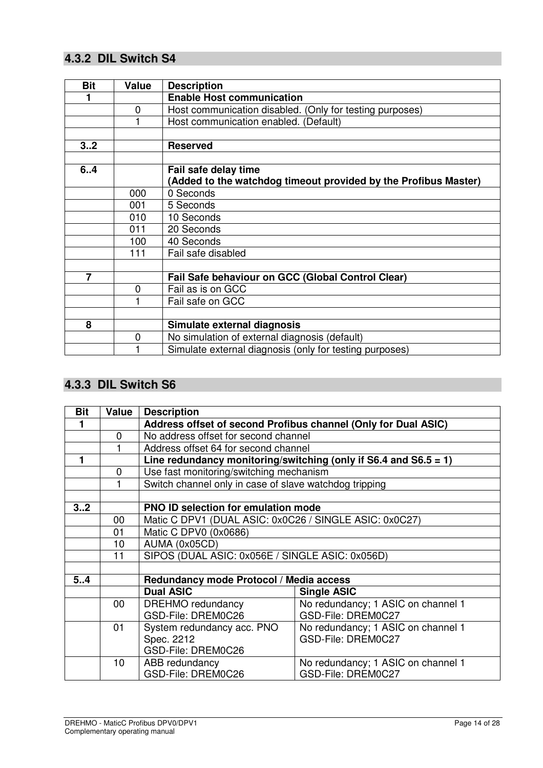## 4.3.2 DIL Switch S4

| Bit | Value | Description |
|---|---|---|
| **1** | | **Enable Host communication** |
| | 0 | Host communication disabled. (Only for testing purposes) |
| | 1 | Host communication enabled. (Default) |
| | | |
| **3..2** | | **Reserved** |
| | | |
| **6..4** | | **Fail safe delay time (Added to the watchdog timeout provided by the Profibus Master)** |
| | 000 | 0 Seconds |
| | 001 | 5 Seconds |
| | 010 | 10 Seconds |
| | 011 | 20 Seconds |
| | 100 | 40 Seconds |
| | 111 | Fail safe disabled |
| | | |
| **7** | | **Fail Safe behaviour on GCC (Global Control Clear)** |
| | 0 | Fail as is on GCC |
| | 1 | Fail safe on GCC |
| | | |
| **8** | | **Simulate external diagnosis** |
| | 0 | No simulation of external diagnosis (default) |
| | 1 | Simulate external diagnosis (only for testing purposes) |

## 4.3.3 DIL Switch S6

| Bit | Value | Description | |
|---|---|---|---|
| **1** | | **Address offset of second Profibus channel (Only for Dual ASIC)** | |
| | 0 | No address offset for second channel | |
| | 1 | Address offset 64 for second channel | |
| **1** | | **Line redundancy monitoring/switching (only if S6.4 and S6.5 = 1)** | |
| | 0 | Use fast monitoring/switching mechanism | |
| | 1 | Switch channel only in case of slave watchdog tripping | |
| | | | |
| **3..2** | | **PNO ID selection for emulation mode** | |
| | 00 | Matic C DPV1 (DUAL ASIC: 0x0C26 / SINGLE ASIC: 0x0C27) | |
| | 01 | Matic C DPV0 (0x0686) | |
| | 10 | AUMA (0x05CD) | |
| | 11 | SIPOS (DUAL ASIC: 0x056E / SINGLE ASIC: 0x056D) | |
| | | | |
| **5..4** | | **Redundancy mode Protocol / Media access** | |
| | | **Dual ASIC** | **Single ASIC** |
| | 00 | DREHMO redundancy<br>GSD-File: DREM0C26 | No redundancy; 1 ASIC on channel 1<br>GSD-File: DREM0C27 |
| | 01 | System redundancy acc. PNO Spec. 2212<br>GSD-File: DREM0C26 | No redundancy; 1 ASIC on channel 1<br>GSD-File: DREM0C27 |
| | 10 | ABB redundancy<br>GSD-File: DREM0C26 | No redundancy; 1 ASIC on channel 1<br>GSD-File: DREM0C27 |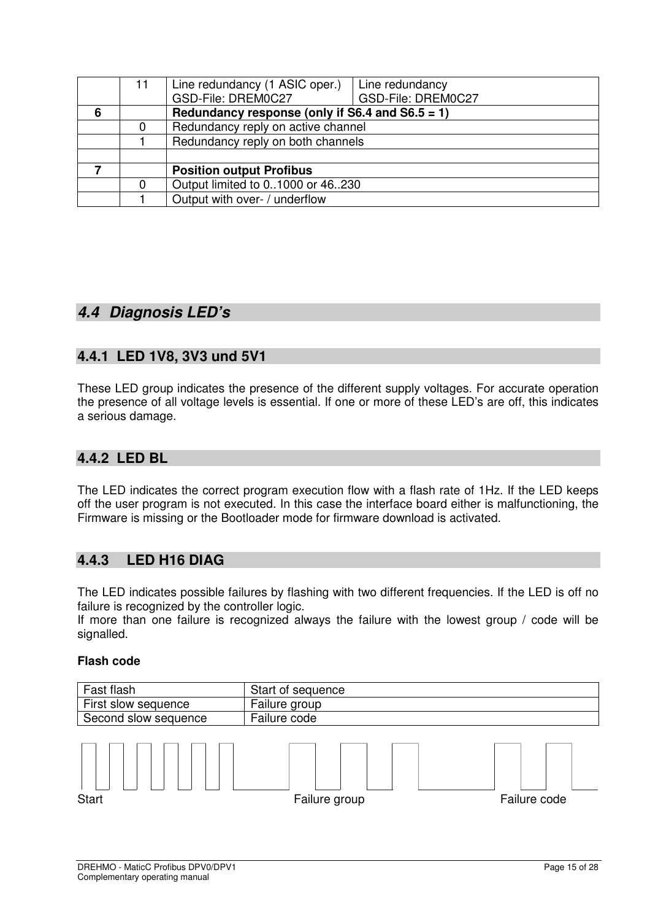|  | 11 | Line redundancy (1 ASIC oper.) GSD-File: DREM0C27 | Line redundancy GSD-File: DREM0C27 |
|---|---|---|---|
| **6** |  | **Redundancy response (only if S6.4 and S6.5 = 1)** |  |
|  | 0 | Redundancy reply on active channel |  |
|  | 1 | Redundancy reply on both channels |  |
|  |  |  |  |
| **7** |  | **Position output Profibus** |  |
|  | 0 | Output limited to 0..1000 or 46..230 |  |
|  | 1 | Output with over- / underflow |  |

## *4.4 Diagnosis LED's*

### 4.4.1 LED 1V8, 3V3 und 5V1

These LED group indicates the presence of the different supply voltages. For accurate operation the presence of all voltage levels is essential. If one or more of these LED's are off, this indicates a serious damage.

### 4.4.2 LED BL

The LED indicates the correct program execution flow with a flash rate of 1Hz. If the LED keeps off the user program is not executed. In this case the interface board either is malfunctioning, the Firmware is missing or the Bootloader mode for firmware download is activated.

### 4.4.3 LED H16 DIAG

The LED indicates possible failures by flashing with two different frequencies. If the LED is off no failure is recognized by the controller logic.
If more than one failure is recognized always the failure with the lowest group / code will be signalled.

**Flash code**

| Fast flash | Start of sequence |
|---|---|
| First slow sequence | Failure group |
| Second slow sequence | Failure code |

Start Failure group Failure code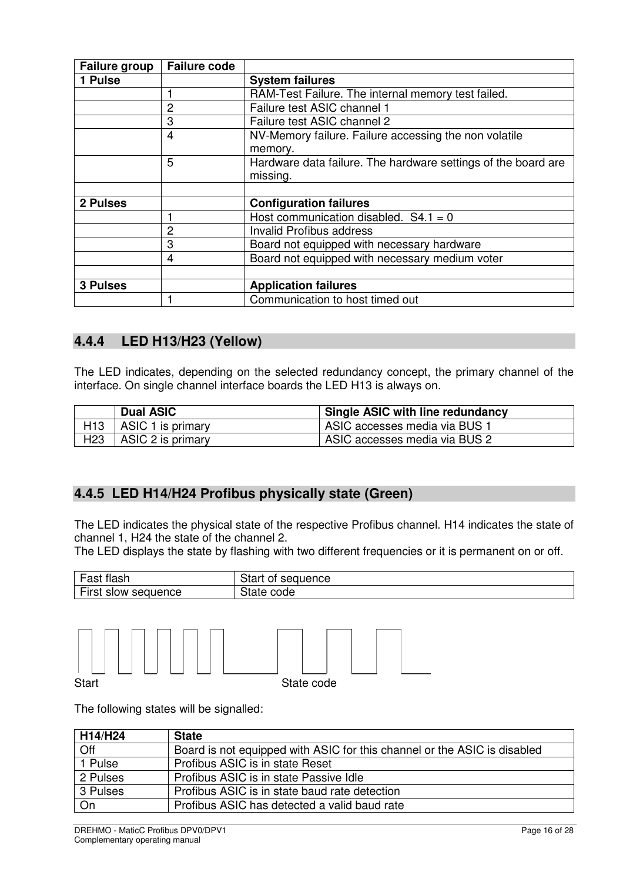| Failure group | Failure code | |
|---|---|---|
| **1 Pulse** | | **System failures** |
| | 1 | RAM-Test Failure. The internal memory test failed. |
| | 2 | Failure test ASIC channel 1 |
| | 3 | Failure test ASIC channel 2 |
| | 4 | NV-Memory failure. Failure accessing the non volatile memory. |
| | 5 | Hardware data failure. The hardware settings of the board are missing. |
| | | |
| **2 Pulses** | | **Configuration failures** |
| | 1 | Host communication disabled. S4.1 = 0 |
| | 2 | Invalid Profibus address |
| | 3 | Board not equipped with necessary hardware |
| | 4 | Board not equipped with necessary medium voter |
| | | |
| **3 Pulses** | | **Application failures** |
| | 1 | Communication to host timed out |

### 4.4.4 LED H13/H23 (Yellow)

The LED indicates, depending on the selected redundancy concept, the primary channel of the interface. On single channel interface boards the LED H13 is always on.

| | Dual ASIC | Single ASIC with line redundancy |
|---|---|---|
| H13 | ASIC 1 is primary | ASIC accesses media via BUS 1 |
| H23 | ASIC 2 is primary | ASIC accesses media via BUS 2 |

### 4.4.5 LED H14/H24 Profibus physically state (Green)

The LED indicates the physical state of the respective Profibus channel. H14 indicates the state of channel 1, H24 the state of the channel 2.
The LED displays the state by flashing with two different frequencies or it is permanent on or off.

| Fast flash | Start of sequence |
|---|---|
| First slow sequence | State code |

Start State code

The following states will be signalled:

| H14/H24 | State |
|---|---|
| Off | Board is not equipped with ASIC for this channel or the ASIC is disabled |
| 1 Pulse | Profibus ASIC is in state Reset |
| 2 Pulses | Profibus ASIC is in state Passive Idle |
| 3 Pulses | Profibus ASIC is in state baud rate detection |
| On | Profibus ASIC has detected a valid baud rate |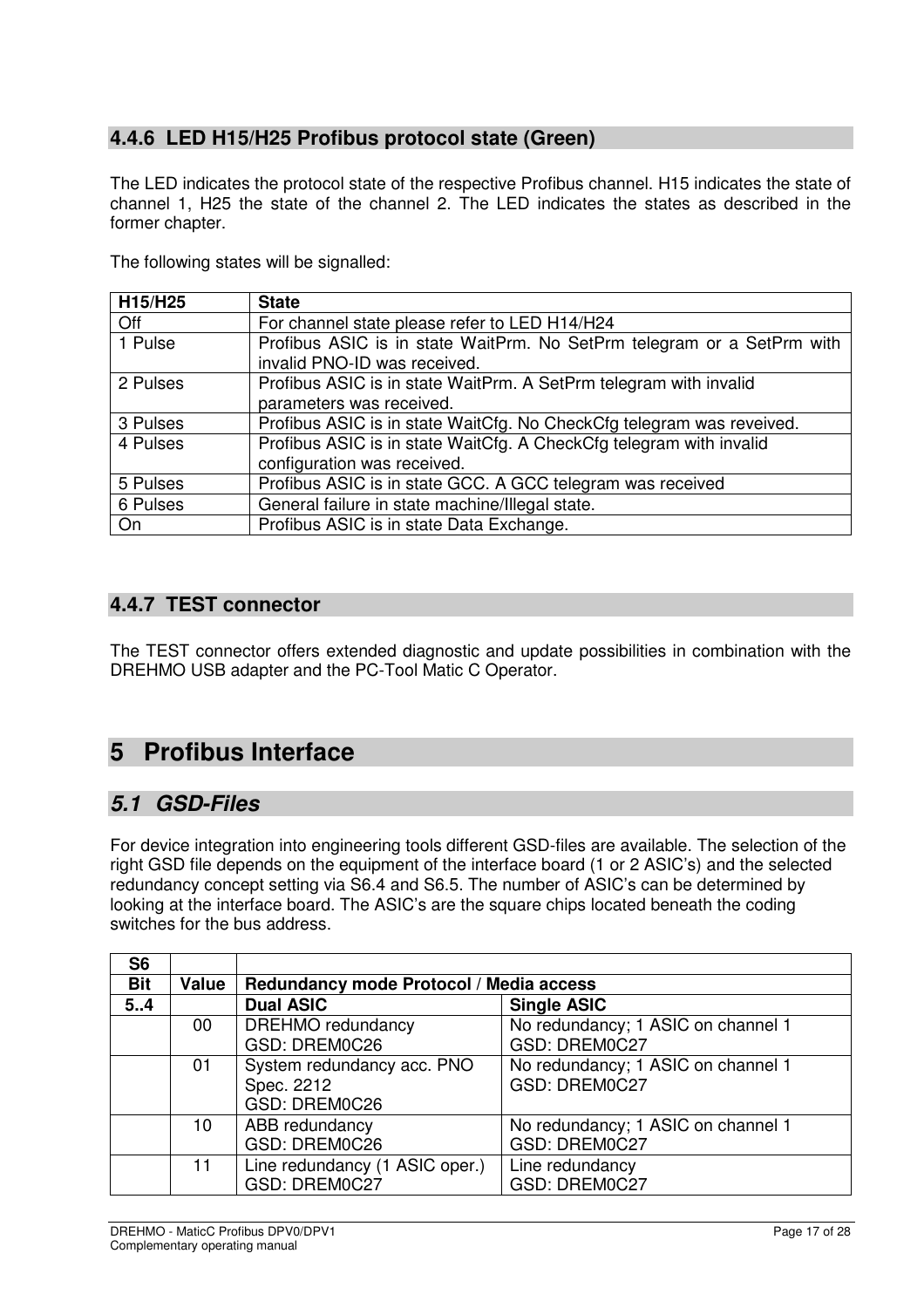### 4.4.6 LED H15/H25 Profibus protocol state (Green)

The LED indicates the protocol state of the respective Profibus channel. H15 indicates the state of channel 1, H25 the state of the channel 2. The LED indicates the states as described in the former chapter.

The following states will be signalled:

| H15/H25 | State |
|---|---|
| Off | For channel state please refer to LED H14/H24 |
| 1 Pulse | Profibus ASIC is in state WaitPrm. No SetPrm telegram or a SetPrm with invalid PNO-ID was received. |
| 2 Pulses | Profibus ASIC is in state WaitPrm. A SetPrm telegram with invalid parameters was received. |
| 3 Pulses | Profibus ASIC is in state WaitCfg. No CheckCfg telegram was reveived. |
| 4 Pulses | Profibus ASIC is in state WaitCfg. A CheckCfg telegram with invalid configuration was received. |
| 5 Pulses | Profibus ASIC is in state GCC. A GCC telegram was received |
| 6 Pulses | General failure in state machine/Illegal state. |
| On | Profibus ASIC is in state Data Exchange. |

### 4.4.7 TEST connector

The TEST connector offers extended diagnostic and update possibilities in combination with the DREHMO USB adapter and the PC-Tool Matic C Operator.

# 5 Profibus Interface

## *5.1 GSD-Files*

For device integration into engineering tools different GSD-files are available. The selection of the right GSD file depends on the equipment of the interface board (1 or 2 ASIC's) and the selected redundancy concept setting via S6.4 and S6.5. The number of ASIC's can be determined by looking at the interface board. The ASIC's are the square chips located beneath the coding switches for the bus address.

| S6 | | | |
|---|---|---|---|
| **Bit** | **Value** | **Redundancy mode Protocol / Media access** | |
| **5..4** | | **Dual ASIC** | **Single ASIC** |
| | 00 | DREHMO redundancy<br>GSD: DREM0C26 | No redundancy; 1 ASIC on channel 1<br>GSD: DREM0C27 |
| | 01 | System redundancy acc. PNO Spec. 2212<br>GSD: DREM0C26 | No redundancy; 1 ASIC on channel 1<br>GSD: DREM0C27 |
| | 10 | ABB redundancy<br>GSD: DREM0C26 | No redundancy; 1 ASIC on channel 1<br>GSD: DREM0C27 |
| | 11 | Line redundancy (1 ASIC oper.)<br>GSD: DREM0C27 | Line redundancy<br>GSD: DREM0C27 |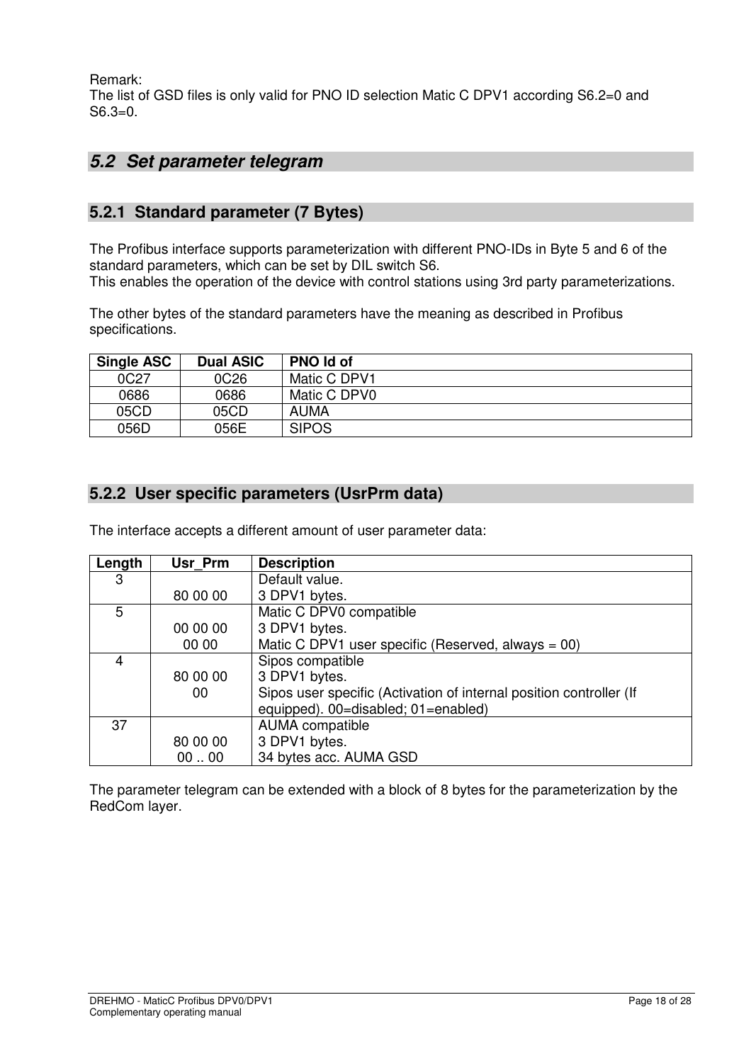Remark:
The list of GSD files is only valid for PNO ID selection Matic C DPV1 according S6.2=0 and S6.3=0.

## *5.2 Set parameter telegram*

### 5.2.1 Standard parameter (7 Bytes)

The Profibus interface supports parameterization with different PNO-IDs in Byte 5 and 6 of the standard parameters, which can be set by DIL switch S6.
This enables the operation of the device with control stations using 3rd party parameterizations.

The other bytes of the standard parameters have the meaning as described in Profibus specifications.

| Single ASC | Dual ASIC | PNO Id of |
|---|---|---|
| 0C27 | 0C26 | Matic C DPV1 |
| 0686 | 0686 | Matic C DPV0 |
| 05CD | 05CD | AUMA |
| 056D | 056E | SIPOS |

### 5.2.2 User specific parameters (UsrPrm data)

The interface accepts a different amount of user parameter data:

| Length | Usr_Prm | Description |
|---|---|---|
| 3 | 80 00 00 | Default value.<br>3 DPV1 bytes. |
| 5 | 00 00 00<br>00 00 | Matic C DPV0 compatible<br>3 DPV1 bytes.<br>Matic C DPV1 user specific (Reserved, always = 00) |
| 4 | 80 00 00<br>00 | Sipos compatible<br>3 DPV1 bytes.<br>Sipos user specific (Activation of internal position controller (If equipped). 00=disabled; 01=enabled) |
| 37 | 80 00 00<br>00 .. 00 | AUMA compatible<br>3 DPV1 bytes.<br>34 bytes acc. AUMA GSD |

The parameter telegram can be extended with a block of 8 bytes for the parameterization by the RedCom layer.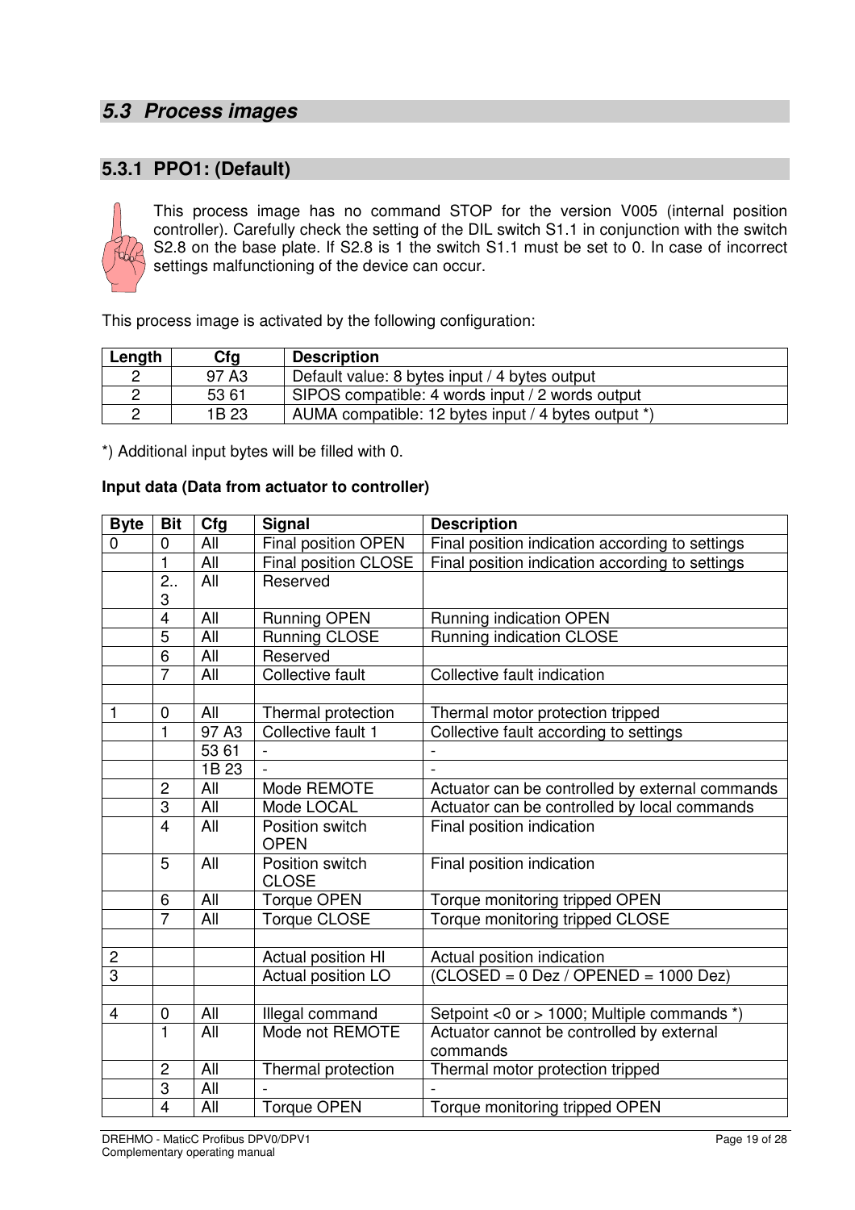## 5.3 Process images

### 5.3.1 PPO1: (Default)

This process image has no command STOP for the version V005 (internal position controller). Carefully check the setting of the DIL switch S1.1 in conjunction with the switch S2.8 on the base plate. If S2.8 is 1 the switch S1.1 must be set to 0. In case of incorrect settings malfunctioning of the device can occur.

This process image is activated by the following configuration:

| Length | Cfg | Description |
|---|---|---|
| 2 | 97 A3 | Default value: 8 bytes input / 4 bytes output |
| 2 | 53 61 | SIPOS compatible: 4 words input / 2 words output |
| 2 | 1B 23 | AUMA compatible: 12 bytes input / 4 bytes output *) |

*) Additional input bytes will be filled with 0.

**Input data (Data from actuator to controller)**

| Byte | Bit | Cfg | Signal | Description |
|---|---|---|---|---|
| 0 | 0 | All | Final position OPEN | Final position indication according to settings |
| | 1 | All | Final position CLOSE | Final position indication according to settings |
| | 2.. 3 | All | Reserved | |
| | 4 | All | Running OPEN | Running indication OPEN |
| | 5 | All | Running CLOSE | Running indication CLOSE |
| | 6 | All | Reserved | |
| | 7 | All | Collective fault | Collective fault indication |
| | | | | |
| 1 | 0 | All | Thermal protection | Thermal motor protection tripped |
| | 1 | 97 A3 | Collective fault 1 | Collective fault according to settings |
| | | 53 61 | - | - |
| | | 1B 23 | - | - |
| | 2 | All | Mode REMOTE | Actuator can be controlled by external commands |
| | 3 | All | Mode LOCAL | Actuator can be controlled by local commands |
| | 4 | All | Position switch OPEN | Final position indication |
| | 5 | All | Position switch CLOSE | Final position indication |
| | 6 | All | Torque OPEN | Torque monitoring tripped OPEN |
| | 7 | All | Torque CLOSE | Torque monitoring tripped CLOSE |
| | | | | |
| 2 | | | Actual position HI | Actual position indication |
| 3 | | | Actual position LO | (CLOSED = 0 Dez / OPENED = 1000 Dez) |
| | | | | |
| 4 | 0 | All | Illegal command | Setpoint <0 or > 1000; Multiple commands *) |
| | 1 | All | Mode not REMOTE | Actuator cannot be controlled by external commands |
| | 2 | All | Thermal protection | Thermal motor protection tripped |
| | 3 | All | - | - |
| | 4 | All | Torque OPEN | Torque monitoring tripped OPEN |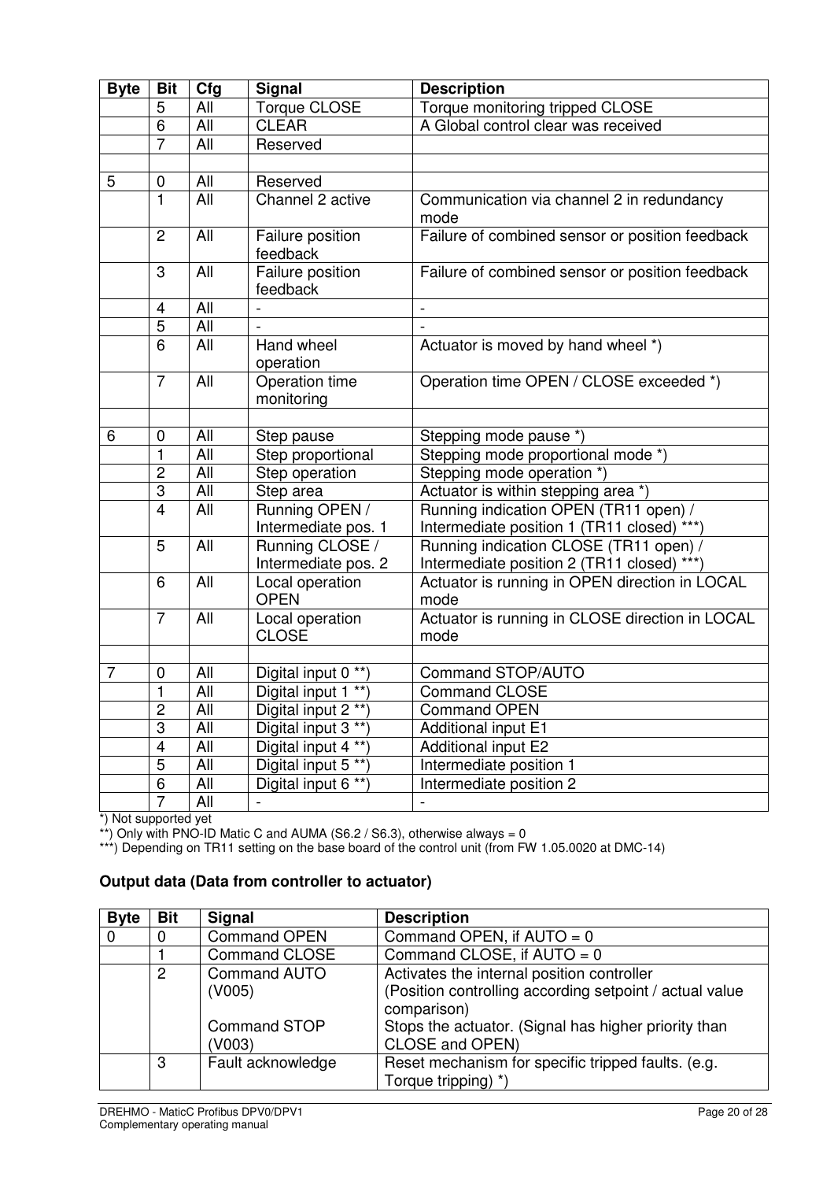| Byte | Bit | Cfg | Signal | Description |
|---|---|---|---|---|
| | 5 | All | Torque CLOSE | Torque monitoring tripped CLOSE |
| | 6 | All | CLEAR | A Global control clear was received |
| | 7 | All | Reserved | |
| | | | | |
| 5 | 0 | All | Reserved | |
| | 1 | All | Channel 2 active | Communication via channel 2 in redundancy mode |
| | 2 | All | Failure position feedback | Failure of combined sensor or position feedback |
| | 3 | All | Failure position feedback | Failure of combined sensor or position feedback |
| | 4 | All | - | - |
| | 5 | All | - | - |
| | 6 | All | Hand wheel operation | Actuator is moved by hand wheel *) |
| | 7 | All | Operation time monitoring | Operation time OPEN / CLOSE exceeded *) |
| | | | | |
| 6 | 0 | All | Step pause | Stepping mode pause *) |
| | 1 | All | Step proportional | Stepping mode proportional mode *) |
| | 2 | All | Step operation | Stepping mode operation *) |
| | 3 | All | Step area | Actuator is within stepping area *) |
| | 4 | All | Running OPEN / Intermediate pos. 1 | Running indication OPEN (TR11 open) / Intermediate position 1 (TR11 closed) ***) |
| | 5 | All | Running CLOSE / Intermediate pos. 2 | Running indication CLOSE (TR11 open) / Intermediate position 2 (TR11 closed) ***) |
| | 6 | All | Local operation OPEN | Actuator is running in OPEN direction in LOCAL mode |
| | 7 | All | Local operation CLOSE | Actuator is running in CLOSE direction in LOCAL mode |
| | | | | |
| 7 | 0 | All | Digital input 0 **) | Command STOP/AUTO |
| | 1 | All | Digital input 1 **) | Command CLOSE |
| | 2 | All | Digital input 2 **) | Command OPEN |
| | 3 | All | Digital input 3 **) | Additional input E1 |
| | 4 | All | Digital input 4 **) | Additional input E2 |
| | 5 | All | Digital input 5 **) | Intermediate position 1 |
| | 6 | All | Digital input 6 **) | Intermediate position 2 |
| | 7 | All | - | - |

*) Not supported yet
**) Only with PNO-ID Matic C and AUMA (S6.2 / S6.3), otherwise always = 0
***) Depending on TR11 setting on the base board of the control unit (from FW 1.05.0020 at DMC-14)

**Output data (Data from controller to actuator)**

| Byte | Bit | Signal | Description |
|---|---|---|---|
| 0 | 0 | Command OPEN | Command OPEN, if AUTO = 0 |
| | 1 | Command CLOSE | Command CLOSE, if AUTO = 0 |
| | 2 | Command AUTO (V005)<br><br>Command STOP (V003) | Activates the internal position controller (Position controlling according setpoint / actual value comparison)<br>Stops the actuator. (Signal has higher priority than CLOSE and OPEN) |
| | 3 | Fault acknowledge | Reset mechanism for specific tripped faults. (e.g. Torque tripping) *) |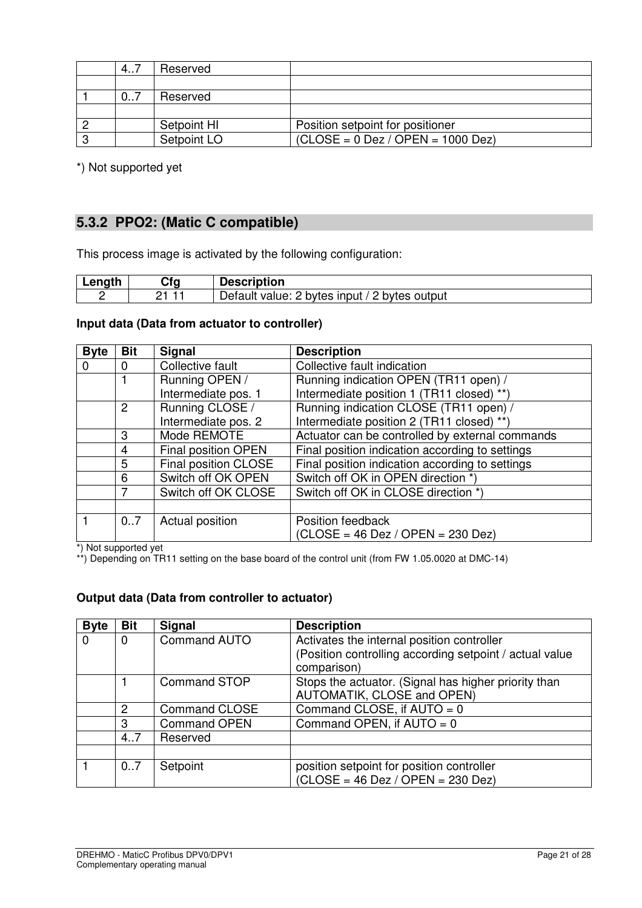| | 4..7 | Reserved | |
|---|---|---|---|
| | | | |
| 1 | 0..7 | Reserved | |
| | | | |
| 2 | | Setpoint HI | Position setpoint for positioner |
| 3 | | Setpoint LO | (CLOSE = 0 Dez / OPEN = 1000 Dez) |

*) Not supported yet

### 5.3.2 PPO2: (Matic C compatible)

This process image is activated by the following configuration:

| Length | Cfg | Description |
|---|---|---|
| 2 | 21 11 | Default value: 2 bytes input / 2 bytes output |

**Input data (Data from actuator to controller)**

| Byte | Bit | Signal | Description |
|---|---|---|---|
| 0 | 0 | Collective fault | Collective fault indication |
| | 1 | Running OPEN / Intermediate pos. 1 | Running indication OPEN (TR11 open) / Intermediate position 1 (TR11 closed) **) |
| | 2 | Running CLOSE / Intermediate pos. 2 | Running indication CLOSE (TR11 open) / Intermediate position 2 (TR11 closed) **) |
| | 3 | Mode REMOTE | Actuator can be controlled by external commands |
| | 4 | Final position OPEN | Final position indication according to settings |
| | 5 | Final position CLOSE | Final position indication according to settings |
| | 6 | Switch off OK OPEN | Switch off OK in OPEN direction *) |
| | 7 | Switch off OK CLOSE | Switch off OK in CLOSE direction *) |
| | | | |
| 1 | 0..7 | Actual position | Position feedback (CLOSE = 46 Dez / OPEN = 230 Dez) |

*) Not supported yet
**) Depending on TR11 setting on the base board of the control unit (from FW 1.05.0020 at DMC-14)

**Output data (Data from controller to actuator)**

| Byte | Bit | Signal | Description |
|---|---|---|---|
| 0 | 0 | Command AUTO | Activates the internal position controller (Position controlling according setpoint / actual value comparison) |
| | 1 | Command STOP | Stops the actuator. (Signal has higher priority than AUTOMATIK, CLOSE and OPEN) |
| | 2 | Command CLOSE | Command CLOSE, if AUTO = 0 |
| | 3 | Command OPEN | Command OPEN, if AUTO = 0 |
| | 4..7 | Reserved | |
| | | | |
| 1 | 0..7 | Setpoint | position setpoint for position controller (CLOSE = 46 Dez / OPEN = 230 Dez) |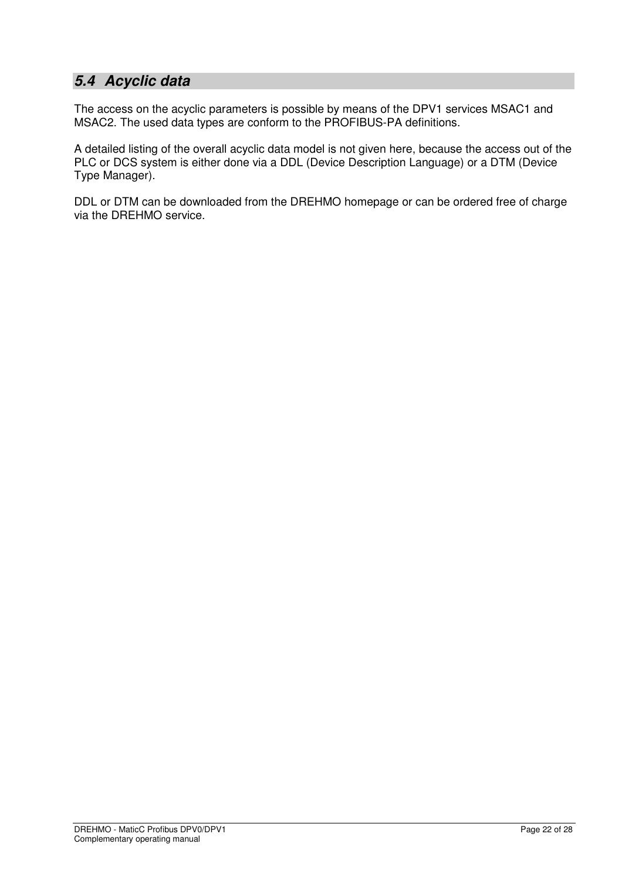## *5.4 Acyclic data*

The access on the acyclic parameters is possible by means of the DPV1 services MSAC1 and MSAC2. The used data types are conform to the PROFIBUS-PA definitions.

A detailed listing of the overall acyclic data model is not given here, because the access out of the PLC or DCS system is either done via a DDL (Device Description Language) or a DTM (Device Type Manager).

DDL or DTM can be downloaded from the DREHMO homepage or can be ordered free of charge via the DREHMO service.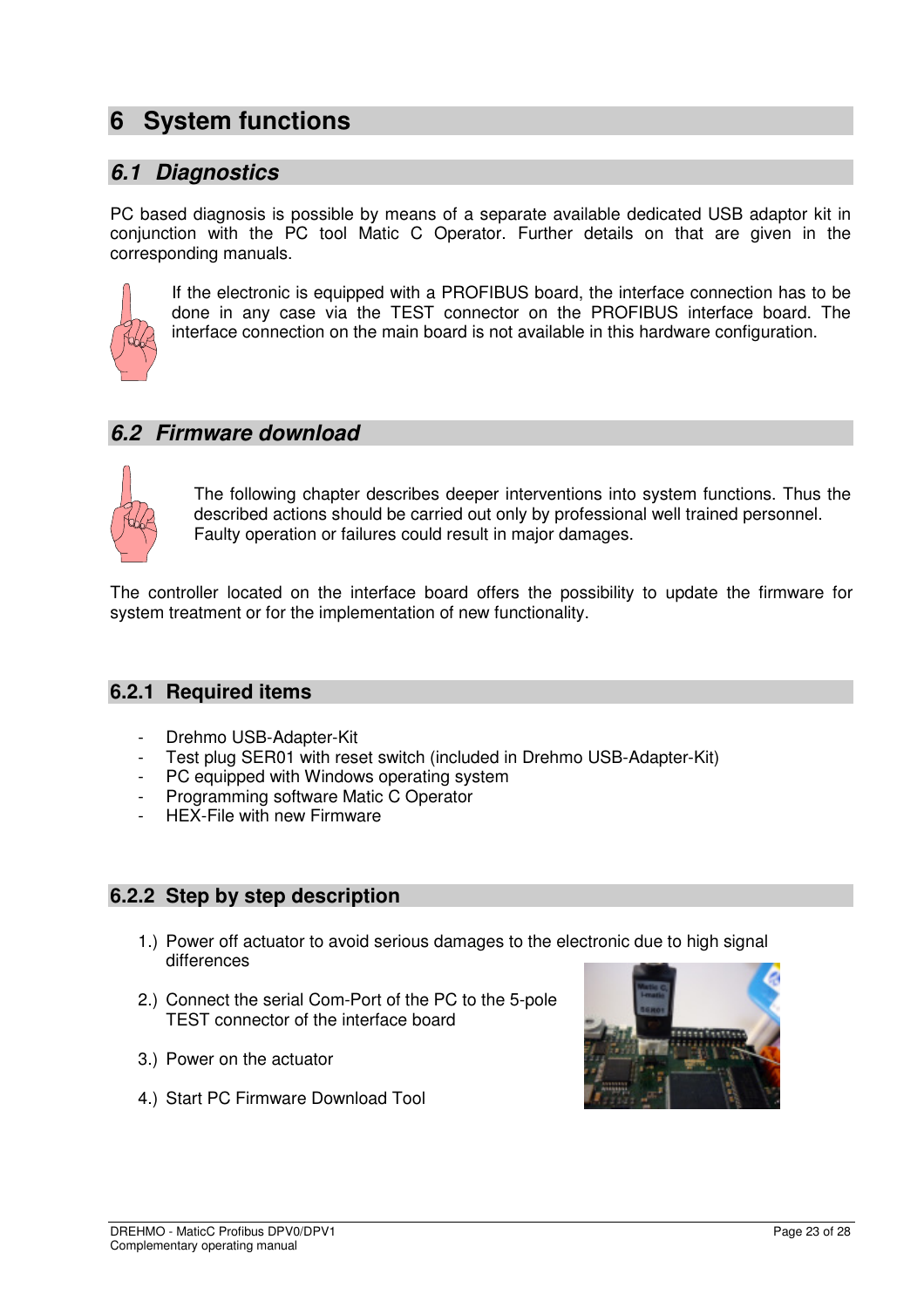# 6 System functions

## 6.1 Diagnostics

PC based diagnosis is possible by means of a separate available dedicated USB adaptor kit in conjunction with the PC tool Matic C Operator. Further details on that are given in the corresponding manuals.

If the electronic is equipped with a PROFIBUS board, the interface connection has to be done in any case via the TEST connector on the PROFIBUS interface board. The interface connection on the main board is not available in this hardware configuration.

## 6.2 Firmware download

The following chapter describes deeper interventions into system functions. Thus the described actions should be carried out only by professional well trained personnel. Faulty operation or failures could result in major damages.

The controller located on the interface board offers the possibility to update the firmware for system treatment or for the implementation of new functionality.

### 6.2.1 Required items

- Drehmo USB-Adapter-Kit
- Test plug SER01 with reset switch (included in Drehmo USB-Adapter-Kit)
- PC equipped with Windows operating system
- Programming software Matic C Operator
- HEX-File with new Firmware

### 6.2.2 Step by step description

1.) Power off actuator to avoid serious damages to the electronic due to high signal differences

2.) Connect the serial Com-Port of the PC to the 5-pole TEST connector of the interface board

3.) Power on the actuator

4.) Start PC Firmware Download Tool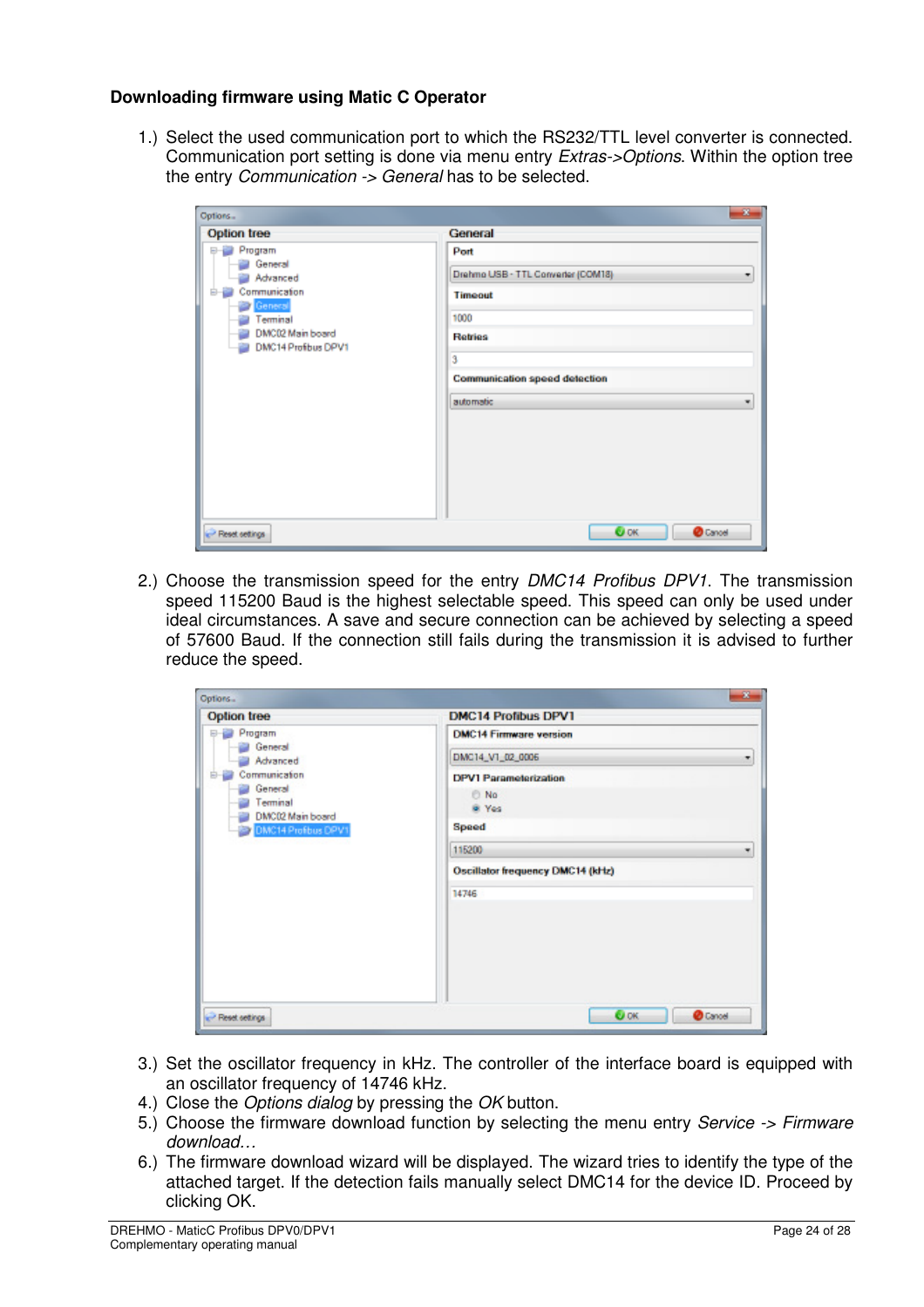**Downloading firmware using Matic C Operator**

1.) Select the used communication port to which the RS232/TTL level converter is connected. Communication port setting is done via menu entry *Extras->Options*. Within the option tree the entry *Communication -> General* has to be selected.

2.) Choose the transmission speed for the entry *DMC14 Profibus DPV1*. The transmission speed 115200 Baud is the highest selectable speed. This speed can only be used under ideal circumstances. A save and secure connection can be achieved by selecting a speed of 57600 Baud. If the connection still fails during the transmission it is advised to further reduce the speed.

3.) Set the oscillator frequency in kHz. The controller of the interface board is equipped with an oscillator frequency of 14746 kHz.

4.) Close the *Options dialog* by pressing the *OK* button.

5.) Choose the firmware download function by selecting the menu entry *Service -> Firmware download…*

6.) The firmware download wizard will be displayed. The wizard tries to identify the type of the attached target. If the detection fails manually select DMC14 for the device ID. Proceed by clicking OK.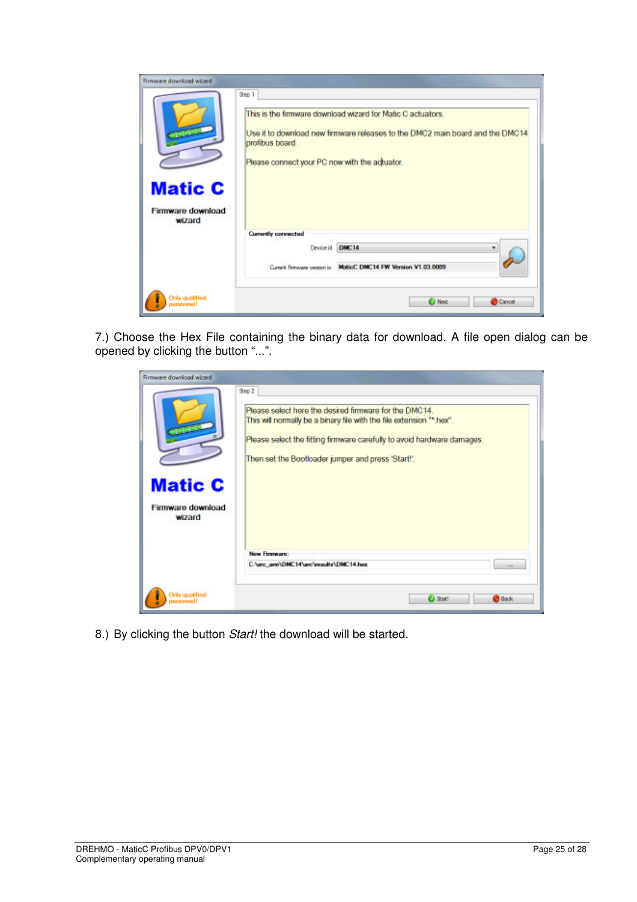7.) Choose the Hex File containing the binary data for download. A file open dialog can be opened by clicking the button "...".

8.) By clicking the button *Start!* the download will be started.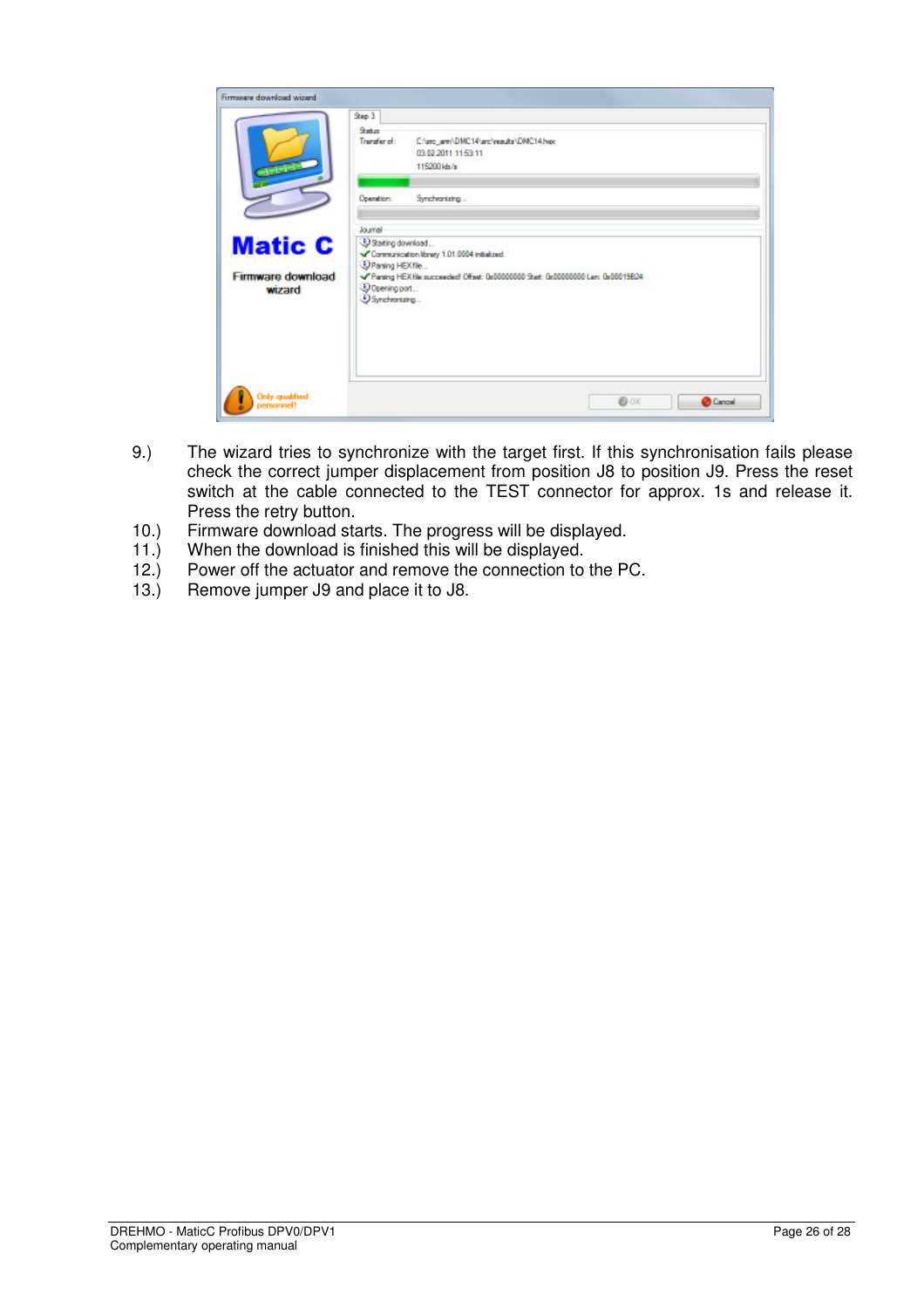9.) The wizard tries to synchronize with the target first. If this synchronisation fails please check the correct jumper displacement from position J8 to position J9. Press the reset switch at the cable connected to the TEST connector for approx. 1s and release it. Press the retry button.

10.) Firmware download starts. The progress will be displayed.

11.) When the download is finished this will be displayed.

12.) Power off the actuator and remove the connection to the PC.

13.) Remove jumper J9 and place it to J8.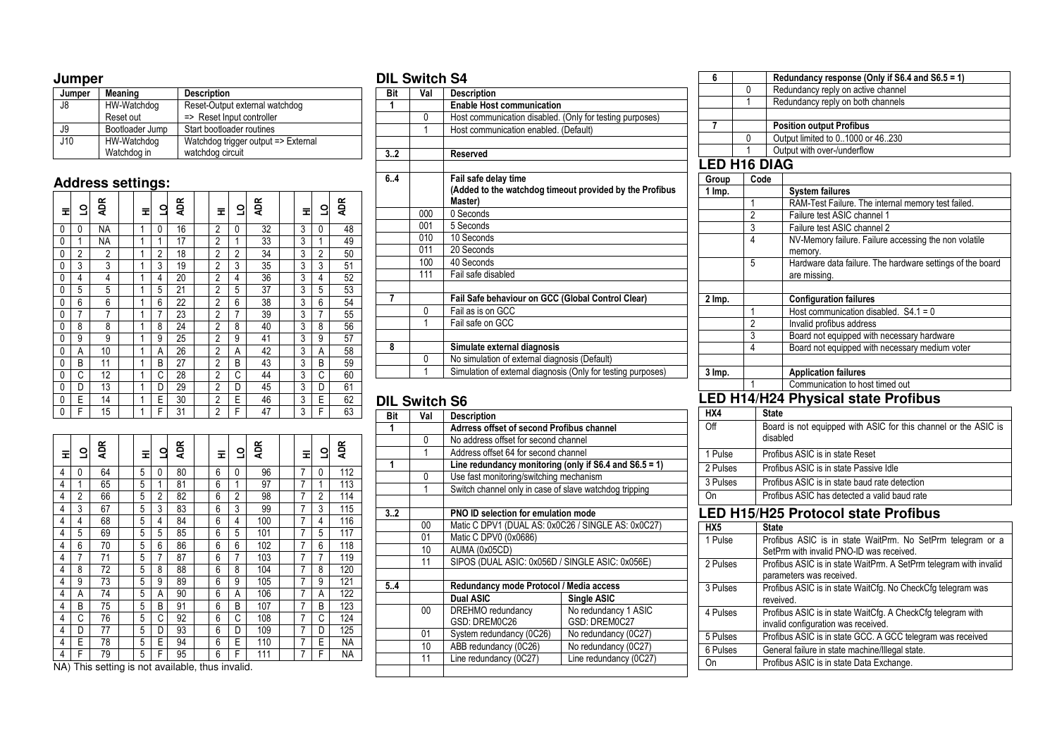## Jumper

| Jumper | Meaning | Description |
|---|---|---|
| J8 | HW-Watchdog Reset out | Reset-Output external watchdog => Reset Input controller |
| J9 | Bootloader Jump | Start bootloader routines |
| J10 | HW-Watchdog Watchdog in | Watchdog trigger output => External watchdog circuit |

## Address settings:

| HI | LO | ADR | | HI | LO | ADR | | HI | LO | ADR | | HI | LO | ADR |
|---|---|---|---|---|---|---|---|---|---|---|---|---|---|---|
| 0 | 0 | NA | | 1 | 0 | 16 | | 2 | 0 | 32 | | 3 | 0 | 48 |
| 0 | 1 | NA | | 1 | 1 | 17 | | 2 | 1 | 33 | | 3 | 1 | 49 |
| 0 | 2 | 2 | | 1 | 2 | 18 | | 2 | 2 | 34 | | 3 | 2 | 50 |
| 0 | 3 | 3 | | 1 | 3 | 19 | | 2 | 3 | 35 | | 3 | 3 | 51 |
| 0 | 4 | 4 | | 1 | 4 | 20 | | 2 | 4 | 36 | | 3 | 4 | 52 |
| 0 | 5 | 5 | | 1 | 5 | 21 | | 2 | 5 | 37 | | 3 | 5 | 53 |
| 0 | 6 | 6 | | 1 | 6 | 22 | | 2 | 6 | 38 | | 3 | 6 | 54 |
| 0 | 7 | 7 | | 1 | 7 | 23 | | 2 | 7 | 39 | | 3 | 7 | 55 |
| 0 | 8 | 8 | | 1 | 8 | 24 | | 2 | 8 | 40 | | 3 | 8 | 56 |
| 0 | 9 | 9 | | 1 | 9 | 25 | | 2 | 9 | 41 | | 3 | 9 | 57 |
| 0 | A | 10 | | 1 | A | 26 | | 2 | A | 42 | | 3 | A | 58 |
| 0 | B | 11 | | 1 | B | 27 | | 2 | B | 43 | | 3 | B | 59 |
| 0 | C | 12 | | 1 | C | 28 | | 2 | C | 44 | | 3 | C | 60 |
| 0 | D | 13 | | 1 | D | 29 | | 2 | D | 45 | | 3 | D | 61 |
| 0 | E | 14 | | 1 | E | 30 | | 2 | E | 46 | | 3 | E | 62 |
| 0 | F | 15 | | 1 | F | 31 | | 2 | F | 47 | | 3 | F | 63 |

| HI | LO | ADR | | HI | LO | ADR | | HI | LO | ADR | | HI | LO | ADR |
|---|---|---|---|---|---|---|---|---|---|---|---|---|---|---|
| 4 | 0 | 64 | | 5 | 0 | 80 | | 6 | 0 | 96 | | 7 | 0 | 112 |
| 4 | 1 | 65 | | 5 | 1 | 81 | | 6 | 1 | 97 | | 7 | 1 | 113 |
| 4 | 2 | 66 | | 5 | 2 | 82 | | 6 | 2 | 98 | | 7 | 2 | 114 |
| 4 | 3 | 67 | | 5 | 3 | 83 | | 6 | 3 | 99 | | 7 | 3 | 115 |
| 4 | 4 | 68 | | 5 | 4 | 84 | | 6 | 4 | 100 | | 7 | 4 | 116 |
| 4 | 5 | 69 | | 5 | 5 | 85 | | 6 | 5 | 101 | | 7 | 5 | 117 |
| 4 | 6 | 70 | | 5 | 6 | 86 | | 6 | 6 | 102 | | 7 | 6 | 118 |
| 4 | 7 | 71 | | 5 | 7 | 87 | | 6 | 7 | 103 | | 7 | 7 | 119 |
| 4 | 8 | 72 | | 5 | 8 | 88 | | 6 | 8 | 104 | | 7 | 8 | 120 |
| 4 | 9 | 73 | | 5 | 9 | 89 | | 6 | 9 | 105 | | 7 | 9 | 121 |
| 4 | A | 74 | | 5 | A | 90 | | 6 | A | 106 | | 7 | A | 122 |
| 4 | B | 75 | | 5 | B | 91 | | 6 | B | 107 | | 7 | B | 123 |
| 4 | C | 76 | | 5 | C | 92 | | 6 | C | 108 | | 7 | C | 124 |
| 4 | D | 77 | | 5 | D | 93 | | 6 | D | 109 | | 7 | D | 125 |
| 4 | E | 78 | | 5 | E | 94 | | 6 | E | 110 | | 7 | E | NA |
| 4 | F | 79 | | 5 | F | 95 | | 6 | F | 111 | | 7 | F | NA |

NA) This setting is not available, thus invalid.

## DIL Switch S4

| Bit | Val | Description |
|---|---|---|
| **1** | | **Enable Host communication** |
| | 0 | Host communication disabled. (Only for testing purposes) |
| | 1 | Host communication enabled. (Default) |
| | | |
| **3..2** | | **Reserved** |
| | | |
| **6..4** | | **Fail safe delay time (Added to the watchdog timeout provided by the Profibus Master)** |
| | 000 | 0 Seconds |
| | 001 | 5 Seconds |
| | 010 | 10 Seconds |
| | 011 | 20 Seconds |
| | 100 | 40 Seconds |
| | 111 | Fail safe disabled |
| | | |
| **7** | | **Fail Safe behaviour on GCC (Global Control Clear)** |
| | 0 | Fail as is on GCC |
| | 1 | Fail safe on GCC |
| | | |
| **8** | | **Simulate external diagnosis** |
| | 0 | No simulation of external diagnosis (Default) |
| | 1 | Simulation of external diagnosis (Only for testing purposes) |

## DIL Switch S6

| Bit | Val | Description | |
|---|---|---|---|
| **1** | | **Adrress offset of second Profibus channel** | |
| | 0 | No address offset for second channel | |
| | 1 | Address offset 64 for second channel | |
| **1** | | **Line redundancy monitoring (only if S6.4 and S6.5 = 1)** | |
| | 0 | Use fast monitoring/switching mechanism | |
| | 1 | Switch channel only in case of slave watchdog tripping | |
| | | | |
| **3..2** | | **PNO ID selection for emulation mode** | |
| | 00 | Matic C DPV1 (DUAL AS: 0x0C26 / SINGLE AS: 0x0C27) | |
| | 01 | Matic C DPV0 (0x0686) | |
| | 10 | AUMA (0x05CD) | |
| | 11 | SIPOS (DUAL ASIC: 0x056D / SINGLE ASIC: 0x056E) | |
| | | | |
| **5..4** | | **Redundancy mode Protocol / Media access** | |
| | | **Dual ASIC** | **Single ASIC** |
| | 00 | DREHMO redundancy GSD: DREM0C26 | No redundancy 1 ASIC GSD: DREM0C27 |
| | 01 | System redundancy (0C26) | No redundancy (0C27) |
| | 10 | ABB redundancy (0C26) | No redundancy (0C27) |
| | 11 | Line redundancy (0C27) | Line redundancy (0C27) |
| **6** | | **Redundancy response (Only if S6.4 and S6.5 = 1)** | |
| | 0 | Redundancy reply on active channel | |
| | 1 | Redundancy reply on both channels | |
| | | | |
| **7** | | **Position output Profibus** | |
| | 0 | Output limited to 0..1000 or 46..230 | |
| | 1 | Output with over-/underflow | |

## LED H16 DIAG

| Group | Code | |
|---|---|---|
| **1 Imp.** | | **System failures** |
| | 1 | RAM-Test Failure. The internal memory test failed. |
| | 2 | Failure test ASIC channel 1 |
| | 3 | Failure test ASIC channel 2 |
| | 4 | NV-Memory failure. Failure accessing the non volatile memory. |
| | 5 | Hardware data failure. The hardware settings of the board are missing. |
| | | |
| **2 Imp.** | | **Configuration failures** |
| | 1 | Host communication disabled. S4.1 = 0 |
| | 2 | Invalid profibus address |
| | 3 | Board not equipped with necessary hardware |
| | 4 | Board not equipped with necessary medium voter |
| | | |
| **3 Imp.** | | **Application failures** |
| | 1 | Communication to host timed out |

## LED H14/H24 Physical state Profibus

| HX4 | State |
|---|---|
| Off | Board is not equipped with ASIC for this channel or the ASIC is disabled |
| 1 Pulse | Profibus ASIC is in state Reset |
| 2 Pulses | Profibus ASIC is in state Passive Idle |
| 3 Pulses | Profibus ASIC is in state baud rate detection |
| On | Profibus ASIC has detected a valid baud rate |

## LED H15/H25 Protocol state Profibus

| HX5 | State |
|---|---|
| 1 Pulse | Profibus ASIC is in state WaitPrm. No SetPrm telegram or a SetPrm with invalid PNO-ID was received. |
| 2 Pulses | Profibus ASIC is in state WaitPrm. A SetPrm telegram with invalid parameters was received. |
| 3 Pulses | Profibus ASIC is in state WaitCfg. No CheckCfg telegram was reveived. |
| 4 Pulses | Profibus ASIC is in state WaitCfg. A CheckCfg telegram with invalid configuration was received. |
| 5 Pulses | Profibus ASIC is in state GCC. A GCC telegram was received |
| 6 Pulses | General failure in state machine/Illegal state. |
| On | Profibus ASIC is in state Data Exchange. |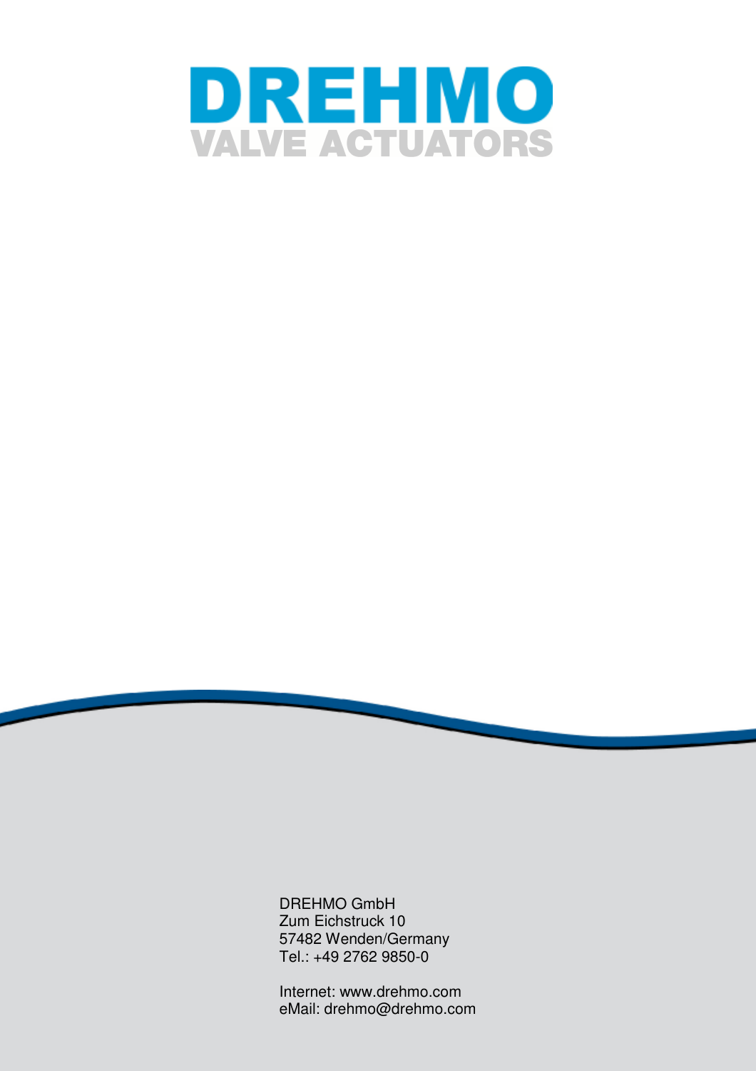# DREHMO

VALVE ACTUATORS

DREHMO GmbH
Zum Eichstruck 10
57482 Wenden/Germany
Tel.: +49 2762 9850-0

Internet: www.drehmo.com
eMail: drehmo@drehmo.com